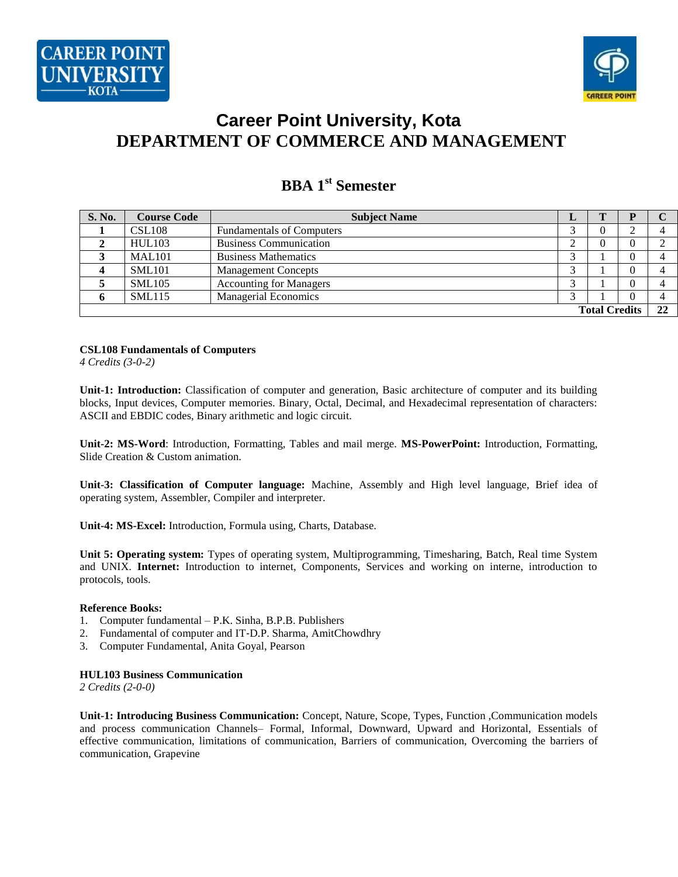# Career Point University, Kota
# DEPARTMENT OF COMMERCE AND MANAGEMENT

## BBA 1st Semester

| S. No. | Course Code | Subject Name | L | T | P | C |
|---|---|---|---|---|---|---|
| 1 | CSL108 | Fundamentals of Computers | 3 | 0 | 2 | 4 |
| 2 | HUL103 | Business Communication | 2 | 0 | 0 | 2 |
| 3 | MAL101 | Business Mathematics | 3 | 1 | 0 | 4 |
| 4 | SML101 | Management Concepts | 3 | 1 | 0 | 4 |
| 5 | SML105 | Accounting for Managers | 3 | 1 | 0 | 4 |
| 6 | SML115 | Managerial Economics | 3 | 1 | 0 | 4 |
| | | | | **Total Credits** | | **22** |

**CSL108 Fundamentals of Computers**
*4 Credits (3-0-2)*

**Unit-1: Introduction:** Classification of computer and generation, Basic architecture of computer and its building blocks, Input devices, Computer memories. Binary, Octal, Decimal, and Hexadecimal representation of characters: ASCII and EBDIC codes, Binary arithmetic and logic circuit.

**Unit-2: MS-Word**: Introduction, Formatting, Tables and mail merge. **MS-PowerPoint:** Introduction, Formatting, Slide Creation & Custom animation.

**Unit-3: Classification of Computer language:** Machine, Assembly and High level language, Brief idea of operating system, Assembler, Compiler and interpreter.

**Unit-4: MS-Excel:** Introduction, Formula using, Charts, Database.

**Unit 5: Operating system:** Types of operating system, Multiprogramming, Timesharing, Batch, Real time System and UNIX. **Internet:** Introduction to internet, Components, Services and working on interne, introduction to protocols, tools.

**Reference Books:**

1. Computer fundamental – P.K. Sinha, B.P.B. Publishers
2. Fundamental of computer and IT-D.P. Sharma, AmitChowdhry
3. Computer Fundamental, Anita Goyal, Pearson

**HUL103 Business Communication**
*2 Credits (2-0-0)*

**Unit-1: Introducing Business Communication:** Concept, Nature, Scope, Types, Function ,Communication models and process communication Channels– Formal, Informal, Downward, Upward and Horizontal, Essentials of effective communication, limitations of communication, Barriers of communication, Overcoming the barriers of communication, Grapevine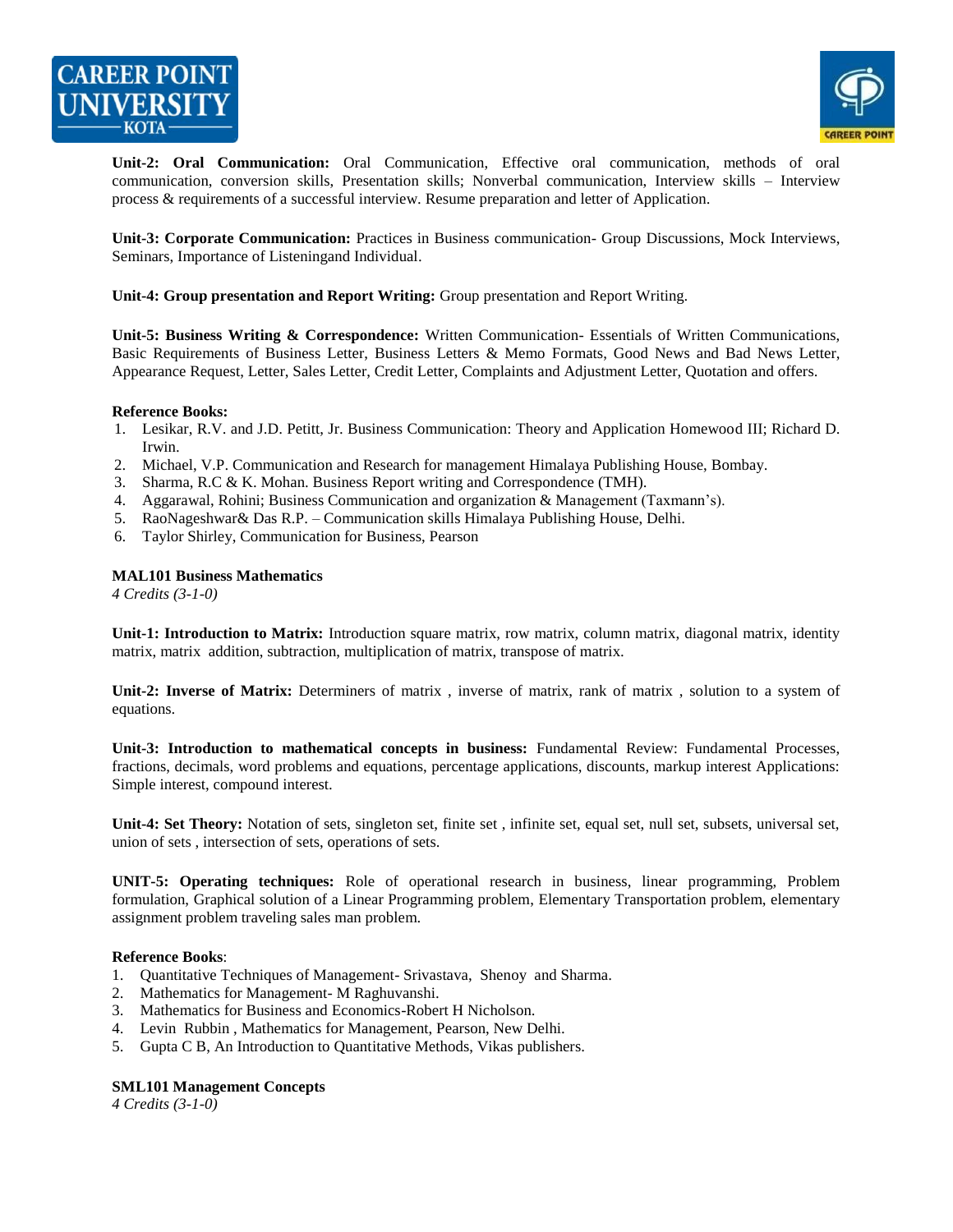**Unit-2: Oral Communication:** Oral Communication, Effective oral communication, methods of oral communication, conversion skills, Presentation skills; Nonverbal communication, Interview skills – Interview process & requirements of a successful interview. Resume preparation and letter of Application.

**Unit-3: Corporate Communication:** Practices in Business communication- Group Discussions, Mock Interviews, Seminars, Importance of Listeningand Individual.

**Unit-4: Group presentation and Report Writing:** Group presentation and Report Writing.

**Unit-5: Business Writing & Correspondence:** Written Communication- Essentials of Written Communications, Basic Requirements of Business Letter, Business Letters & Memo Formats, Good News and Bad News Letter, Appearance Request, Letter, Sales Letter, Credit Letter, Complaints and Adjustment Letter, Quotation and offers.

**Reference Books:**

1. Lesikar, R.V. and J.D. Petitt, Jr. Business Communication: Theory and Application Homewood III; Richard D. Irwin.
2. Michael, V.P. Communication and Research for management Himalaya Publishing House, Bombay.
3. Sharma, R.C & K. Mohan. Business Report writing and Correspondence (TMH).
4. Aggarawal, Rohini; Business Communication and organization & Management (Taxmann's).
5. RaoNageshwar& Das R.P. – Communication skills Himalaya Publishing House, Delhi.
6. Taylor Shirley, Communication for Business, Pearson

### MAL101 Business Mathematics

*4 Credits (3-1-0)*

**Unit-1: Introduction to Matrix:** Introduction square matrix, row matrix, column matrix, diagonal matrix, identity matrix, matrix addition, subtraction, multiplication of matrix, transpose of matrix.

**Unit-2: Inverse of Matrix:** Determiners of matrix , inverse of matrix, rank of matrix , solution to a system of equations.

**Unit-3: Introduction to mathematical concepts in business:** Fundamental Review: Fundamental Processes, fractions, decimals, word problems and equations, percentage applications, discounts, markup interest Applications: Simple interest, compound interest.

**Unit-4: Set Theory:** Notation of sets, singleton set, finite set , infinite set, equal set, null set, subsets, universal set, union of sets , intersection of sets, operations of sets.

**UNIT-5: Operating techniques:** Role of operational research in business, linear programming, Problem formulation, Graphical solution of a Linear Programming problem, Elementary Transportation problem, elementary assignment problem traveling sales man problem.

**Reference Books**:

1. Quantitative Techniques of Management- Srivastava, Shenoy and Sharma.
2. Mathematics for Management- M Raghuvanshi.
3. Mathematics for Business and Economics-Robert H Nicholson.
4. Levin Rubbin , Mathematics for Management, Pearson, New Delhi.
5. Gupta C B, An Introduction to Quantitative Methods, Vikas publishers.

### SML101 Management Concepts

*4 Credits (3-1-0)*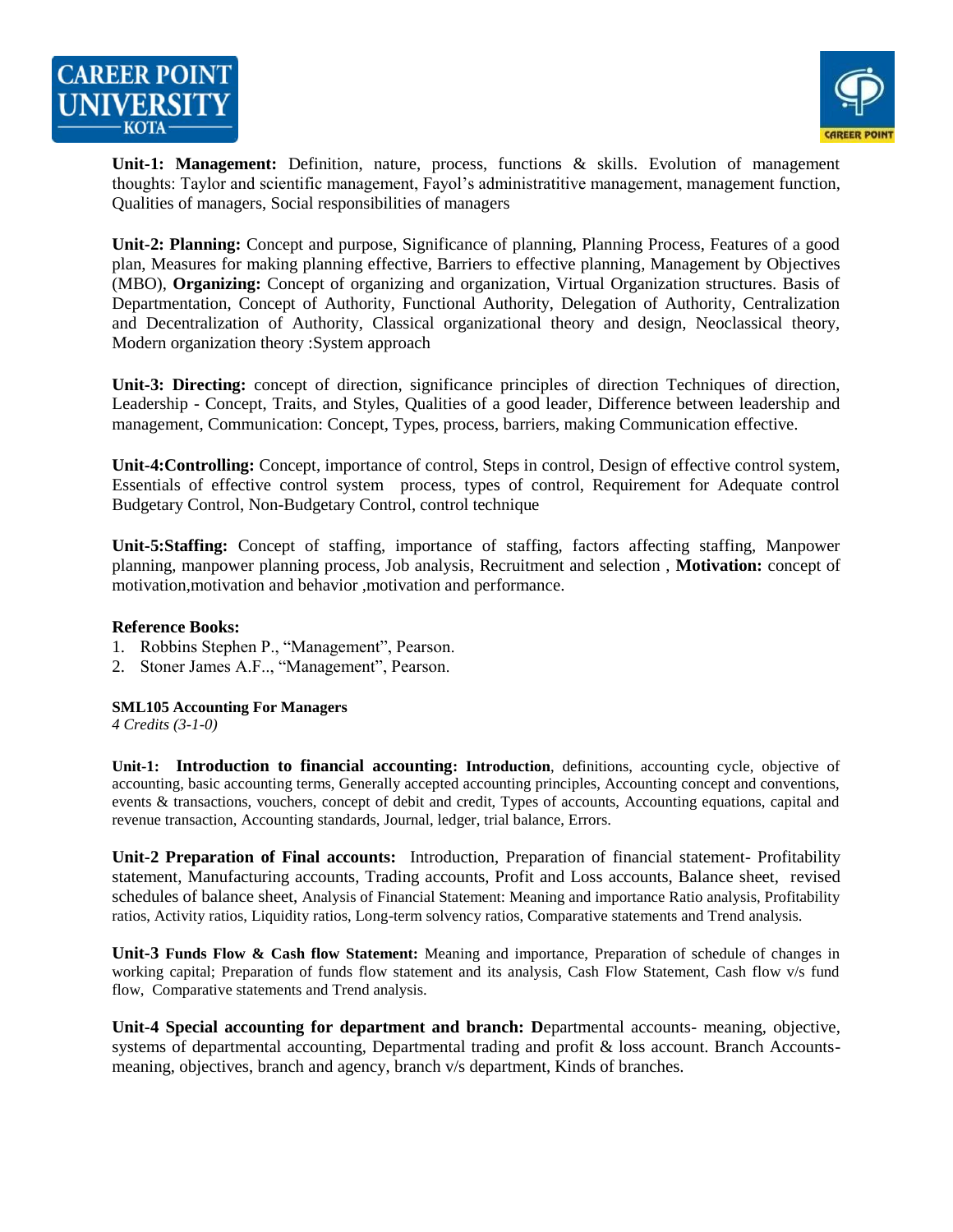**Unit-1: Management:** Definition, nature, process, functions & skills. Evolution of management thoughts: Taylor and scientific management, Fayol's administratitive management, management function, Qualities of managers, Social responsibilities of managers

**Unit-2: Planning:** Concept and purpose, Significance of planning, Planning Process, Features of a good plan, Measures for making planning effective, Barriers to effective planning, Management by Objectives (MBO), **Organizing:** Concept of organizing and organization, Virtual Organization structures. Basis of Departmentation, Concept of Authority, Functional Authority, Delegation of Authority, Centralization and Decentralization of Authority, Classical organizational theory and design, Neoclassical theory, Modern organization theory :System approach

**Unit-3: Directing:** concept of direction, significance principles of direction Techniques of direction, Leadership - Concept, Traits, and Styles, Qualities of a good leader, Difference between leadership and management, Communication: Concept, Types, process, barriers, making Communication effective.

**Unit-4:Controlling:** Concept, importance of control, Steps in control, Design of effective control system, Essentials of effective control system process, types of control, Requirement for Adequate control Budgetary Control, Non-Budgetary Control, control technique

**Unit-5:Staffing:** Concept of staffing, importance of staffing, factors affecting staffing, Manpower planning, manpower planning process, Job analysis, Recruitment and selection , **Motivation:** concept of motivation,motivation and behavior ,motivation and performance.

**Reference Books:**

1. Robbins Stephen P., "Management", Pearson.
2. Stoner James A.F.., "Management", Pearson.

**SML105 Accounting For Managers**

*4 Credits (3-1-0)*

**Unit-1: Introduction to financial accounting: Introduction**, definitions, accounting cycle, objective of accounting, basic accounting terms, Generally accepted accounting principles, Accounting concept and conventions, events & transactions, vouchers, concept of debit and credit, Types of accounts, Accounting equations, capital and revenue transaction, Accounting standards, Journal, ledger, trial balance, Errors.

**Unit-2 Preparation of Final accounts:** Introduction, Preparation of financial statement- Profitability statement, Manufacturing accounts, Trading accounts, Profit and Loss accounts, Balance sheet, revised schedules of balance sheet, Analysis of Financial Statement: Meaning and importance Ratio analysis, Profitability ratios, Activity ratios, Liquidity ratios, Long-term solvency ratios, Comparative statements and Trend analysis.

**Unit-3 Funds Flow & Cash flow Statement:** Meaning and importance, Preparation of schedule of changes in working capital; Preparation of funds flow statement and its analysis, Cash Flow Statement, Cash flow v/s fund flow, Comparative statements and Trend analysis.

**Unit-4 Special accounting for department and branch: D**epartmental accounts- meaning, objective, systems of departmental accounting, Departmental trading and profit & loss account. Branch Accounts- meaning, objectives, branch and agency, branch v/s department, Kinds of branches.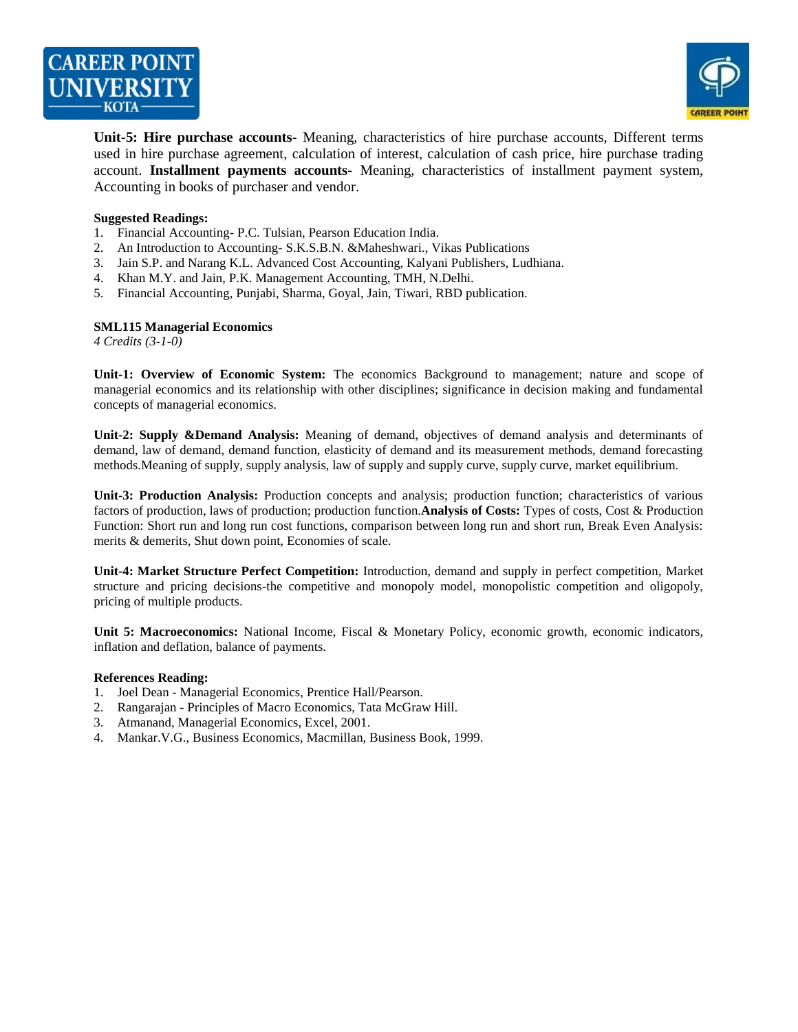**Unit-5: Hire purchase accounts-** Meaning, characteristics of hire purchase accounts, Different terms used in hire purchase agreement, calculation of interest, calculation of cash price, hire purchase trading account. **Installment payments accounts-** Meaning, characteristics of installment payment system, Accounting in books of purchaser and vendor.

**Suggested Readings:**

1. Financial Accounting- P.C. Tulsian, Pearson Education India.
2. An Introduction to Accounting- S.K.S.B.N. &Maheshwari., Vikas Publications
3. Jain S.P. and Narang K.L. Advanced Cost Accounting, Kalyani Publishers, Ludhiana.
4. Khan M.Y. and Jain, P.K. Management Accounting, TMH, N.Delhi.
5. Financial Accounting, Punjabi, Sharma, Goyal, Jain, Tiwari, RBD publication.

## SML115 Managerial Economics

*4 Credits (3-1-0)*

**Unit-1: Overview of Economic System:** The economics Background to management; nature and scope of managerial economics and its relationship with other disciplines; significance in decision making and fundamental concepts of managerial economics.

**Unit-2: Supply &Demand Analysis:** Meaning of demand, objectives of demand analysis and determinants of demand, law of demand, demand function, elasticity of demand and its measurement methods, demand forecasting methods.Meaning of supply, supply analysis, law of supply and supply curve, supply curve, market equilibrium.

**Unit-3: Production Analysis:** Production concepts and analysis; production function; characteristics of various factors of production, laws of production; production function.**Analysis of Costs:** Types of costs, Cost & Production Function: Short run and long run cost functions, comparison between long run and short run, Break Even Analysis: merits & demerits, Shut down point, Economies of scale.

**Unit-4: Market Structure Perfect Competition:** Introduction, demand and supply in perfect competition, Market structure and pricing decisions-the competitive and monopoly model, monopolistic competition and oligopoly, pricing of multiple products.

**Unit 5: Macroeconomics:** National Income, Fiscal & Monetary Policy, economic growth, economic indicators, inflation and deflation, balance of payments.

**References Reading:**

1. Joel Dean - Managerial Economics, Prentice Hall/Pearson.
2. Rangarajan - Principles of Macro Economics, Tata McGraw Hill.
3. Atmanand, Managerial Economics, Excel, 2001.
4. Mankar.V.G., Business Economics, Macmillan, Business Book, 1999.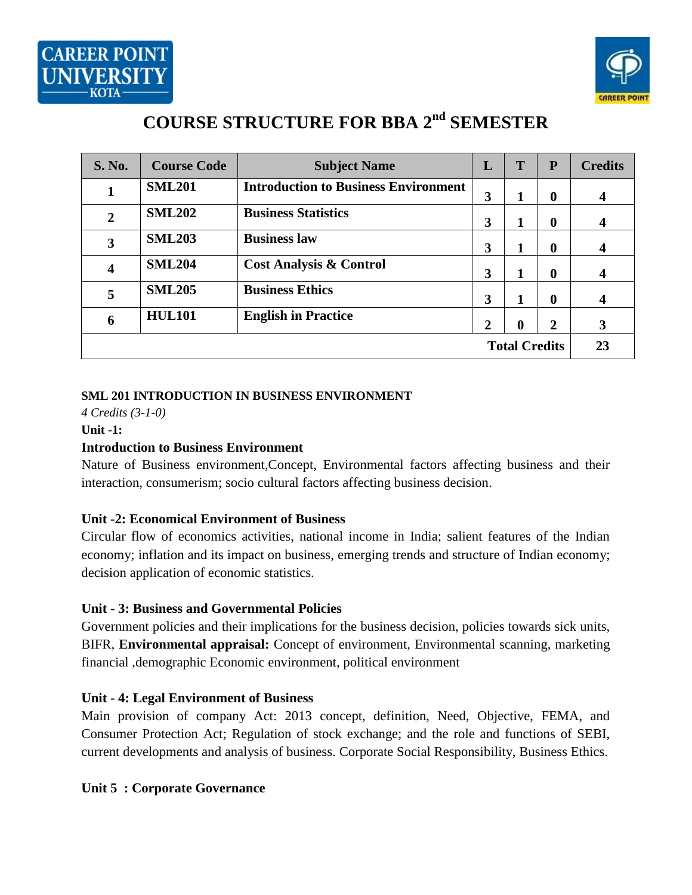# COURSE STRUCTURE FOR BBA 2nd SEMESTER

| S. No. | Course Code | Subject Name | L | T | P | Credits |
|---|---|---|---|---|---|---|
| 1 | SML201 | Introduction to Business Environment | 3 | 1 | 0 | 4 |
| 2 | SML202 | Business Statistics | 3 | 1 | 0 | 4 |
| 3 | SML203 | Business law | 3 | 1 | 0 | 4 |
| 4 | SML204 | Cost Analysis & Control | 3 | 1 | 0 | 4 |
| 5 | SML205 | Business Ethics | 3 | 1 | 0 | 4 |
| 6 | HUL101 | English in Practice | 2 | 0 | 2 | 3 |
| | | | | | Total Credits | 23 |

**SML 201 INTRODUCTION IN BUSINESS ENVIRONMENT**

*4 Credits (3-1-0)*

**Unit -1:**

**Introduction to Business Environment**

Nature of Business environment,Concept, Environmental factors affecting business and their interaction, consumerism; socio cultural factors affecting business decision.

**Unit -2: Economical Environment of Business**

Circular flow of economics activities, national income in India; salient features of the Indian economy; inflation and its impact on business, emerging trends and structure of Indian economy; decision application of economic statistics.

**Unit - 3: Business and Governmental Policies**

Government policies and their implications for the business decision, policies towards sick units, BIFR, **Environmental appraisal:** Concept of environment, Environmental scanning, marketing financial ,demographic Economic environment, political environment

**Unit - 4: Legal Environment of Business**

Main provision of company Act: 2013 concept, definition, Need, Objective, FEMA, and Consumer Protection Act; Regulation of stock exchange; and the role and functions of SEBI, current developments and analysis of business. Corporate Social Responsibility, Business Ethics.

**Unit 5 : Corporate Governance**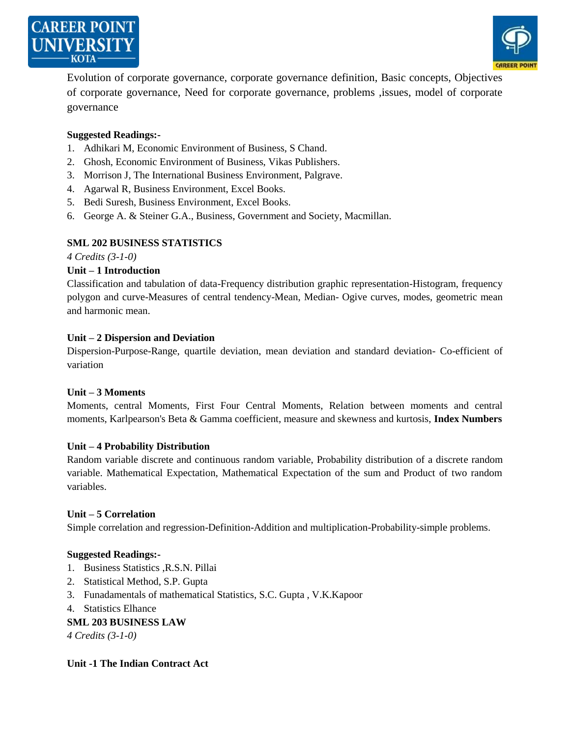Evolution of corporate governance, corporate governance definition, Basic concepts, Objectives of corporate governance, Need for corporate governance, problems ,issues, model of corporate governance

**Suggested Readings:-**

1. Adhikari M, Economic Environment of Business, S Chand.
2. Ghosh, Economic Environment of Business, Vikas Publishers.
3. Morrison J, The International Business Environment, Palgrave.
4. Agarwal R, Business Environment, Excel Books.
5. Bedi Suresh, Business Environment, Excel Books.
6. George A. & Steiner G.A., Business, Government and Society, Macmillan.

**SML 202 BUSINESS STATISTICS**

*4 Credits (3-1-0)*

**Unit – 1 Introduction**

Classification and tabulation of data-Frequency distribution graphic representation-Histogram, frequency polygon and curve-Measures of central tendency-Mean, Median- Ogive curves, modes, geometric mean and harmonic mean.

**Unit – 2 Dispersion and Deviation**

Dispersion-Purpose-Range, quartile deviation, mean deviation and standard deviation- Co-efficient of variation

**Unit – 3 Moments**

Moments, central Moments, First Four Central Moments, Relation between moments and central moments, Karlpearson's Beta & Gamma coefficient, measure and skewness and kurtosis, **Index Numbers**

**Unit – 4 Probability Distribution**

Random variable discrete and continuous random variable, Probability distribution of a discrete random variable. Mathematical Expectation, Mathematical Expectation of the sum and Product of two random variables.

**Unit – 5 Correlation**

Simple correlation and regression-Definition-Addition and multiplication-Probability-simple problems.

**Suggested Readings:-**

1. Business Statistics ,R.S.N. Pillai
2. Statistical Method, S.P. Gupta
3. Funadamentals of mathematical Statistics, S.C. Gupta , V.K.Kapoor
4. Statistics Elhance

**SML 203 BUSINESS LAW**

*4 Credits (3-1-0)*

**Unit -1 The Indian Contract Act**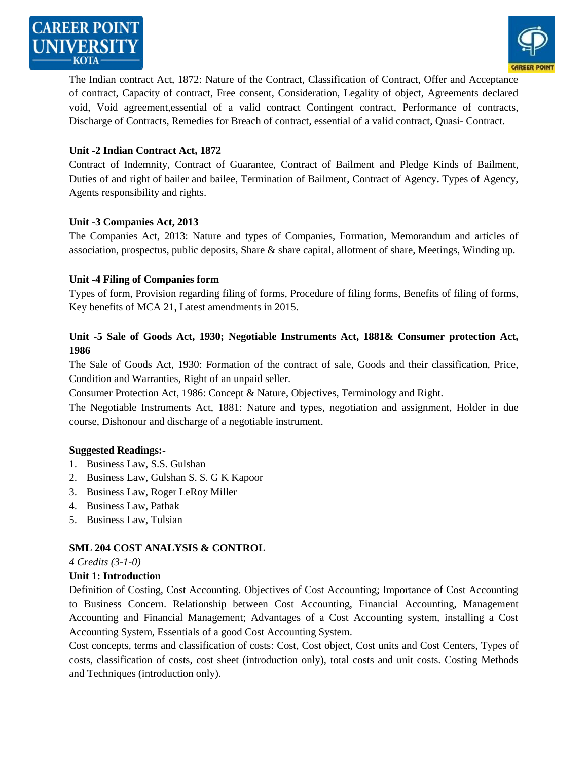The Indian contract Act, 1872: Nature of the Contract, Classification of Contract, Offer and Acceptance of contract, Capacity of contract, Free consent, Consideration, Legality of object, Agreements declared void, Void agreement,essential of a valid contract Contingent contract, Performance of contracts, Discharge of Contracts, Remedies for Breach of contract, essential of a valid contract, Quasi- Contract.

**Unit -2 Indian Contract Act, 1872**

Contract of Indemnity, Contract of Guarantee, Contract of Bailment and Pledge Kinds of Bailment, Duties of and right of bailer and bailee, Termination of Bailment, Contract of Agency**.** Types of Agency, Agents responsibility and rights.

**Unit -3 Companies Act, 2013**

The Companies Act, 2013: Nature and types of Companies, Formation, Memorandum and articles of association, prospectus, public deposits, Share & share capital, allotment of share, Meetings, Winding up.

**Unit -4 Filing of Companies form**

Types of form, Provision regarding filing of forms, Procedure of filing forms, Benefits of filing of forms, Key benefits of MCA 21, Latest amendments in 2015.

**Unit -5 Sale of Goods Act, 1930; Negotiable Instruments Act, 1881& Consumer protection Act, 1986**

The Sale of Goods Act, 1930: Formation of the contract of sale, Goods and their classification, Price, Condition and Warranties, Right of an unpaid seller.

Consumer Protection Act, 1986: Concept & Nature, Objectives, Terminology and Right.

The Negotiable Instruments Act, 1881: Nature and types, negotiation and assignment, Holder in due course, Dishonour and discharge of a negotiable instrument.

**Suggested Readings:-**

1. Business Law, S.S. Gulshan
2. Business Law, Gulshan S. S. G K Kapoor
3. Business Law, Roger LeRoy Miller
4. Business Law, Pathak
5. Business Law, Tulsian

**SML 204 COST ANALYSIS & CONTROL**

*4 Credits (3-1-0)*

**Unit 1: Introduction**

Definition of Costing, Cost Accounting. Objectives of Cost Accounting; Importance of Cost Accounting to Business Concern. Relationship between Cost Accounting, Financial Accounting, Management Accounting and Financial Management; Advantages of a Cost Accounting system, installing a Cost Accounting System, Essentials of a good Cost Accounting System.

Cost concepts, terms and classification of costs: Cost, Cost object, Cost units and Cost Centers, Types of costs, classification of costs, cost sheet (introduction only), total costs and unit costs. Costing Methods and Techniques (introduction only).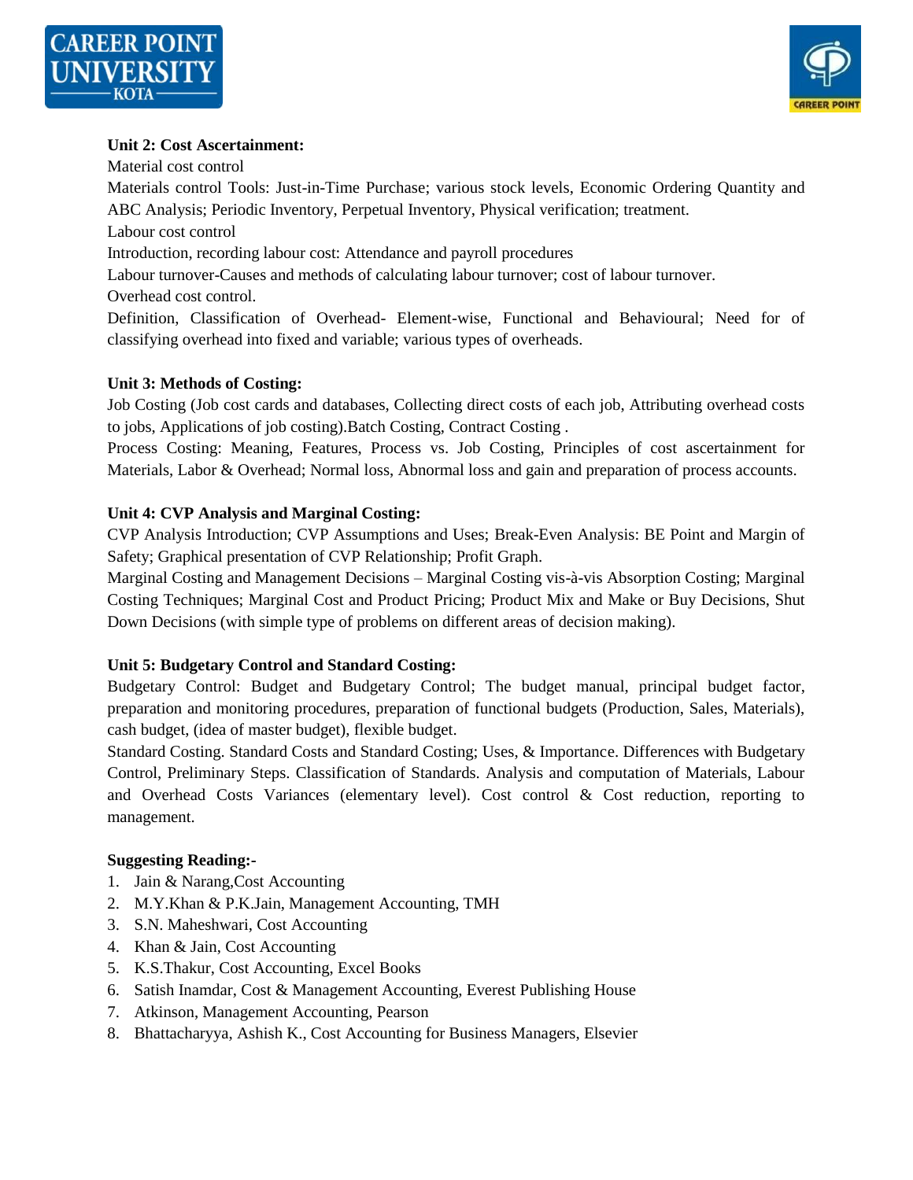**Unit 2: Cost Ascertainment:**

Material cost control

Materials control Tools: Just-in-Time Purchase; various stock levels, Economic Ordering Quantity and ABC Analysis; Periodic Inventory, Perpetual Inventory, Physical verification; treatment.

Labour cost control

Introduction, recording labour cost: Attendance and payroll procedures

Labour turnover-Causes and methods of calculating labour turnover; cost of labour turnover.

Overhead cost control.

Definition, Classification of Overhead- Element-wise, Functional and Behavioural; Need for of classifying overhead into fixed and variable; various types of overheads.

**Unit 3: Methods of Costing:**

Job Costing (Job cost cards and databases, Collecting direct costs of each job, Attributing overhead costs to jobs, Applications of job costing).Batch Costing, Contract Costing .

Process Costing: Meaning, Features, Process vs. Job Costing, Principles of cost ascertainment for Materials, Labor & Overhead; Normal loss, Abnormal loss and gain and preparation of process accounts.

**Unit 4: CVP Analysis and Marginal Costing:**

CVP Analysis Introduction; CVP Assumptions and Uses; Break-Even Analysis: BE Point and Margin of Safety; Graphical presentation of CVP Relationship; Profit Graph.

Marginal Costing and Management Decisions – Marginal Costing vis-à-vis Absorption Costing; Marginal Costing Techniques; Marginal Cost and Product Pricing; Product Mix and Make or Buy Decisions, Shut Down Decisions (with simple type of problems on different areas of decision making).

**Unit 5: Budgetary Control and Standard Costing:**

Budgetary Control: Budget and Budgetary Control; The budget manual, principal budget factor, preparation and monitoring procedures, preparation of functional budgets (Production, Sales, Materials), cash budget, (idea of master budget), flexible budget.

Standard Costing. Standard Costs and Standard Costing; Uses, & Importance. Differences with Budgetary Control, Preliminary Steps. Classification of Standards. Analysis and computation of Materials, Labour and Overhead Costs Variances (elementary level). Cost control & Cost reduction, reporting to management.

**Suggesting Reading:-**

1. Jain & Narang,Cost Accounting
2. M.Y.Khan & P.K.Jain, Management Accounting, TMH
3. S.N. Maheshwari, Cost Accounting
4. Khan & Jain, Cost Accounting
5. K.S.Thakur, Cost Accounting, Excel Books
6. Satish Inamdar, Cost & Management Accounting, Everest Publishing House
7. Atkinson, Management Accounting, Pearson
8. Bhattacharyya, Ashish K., Cost Accounting for Business Managers, Elsevier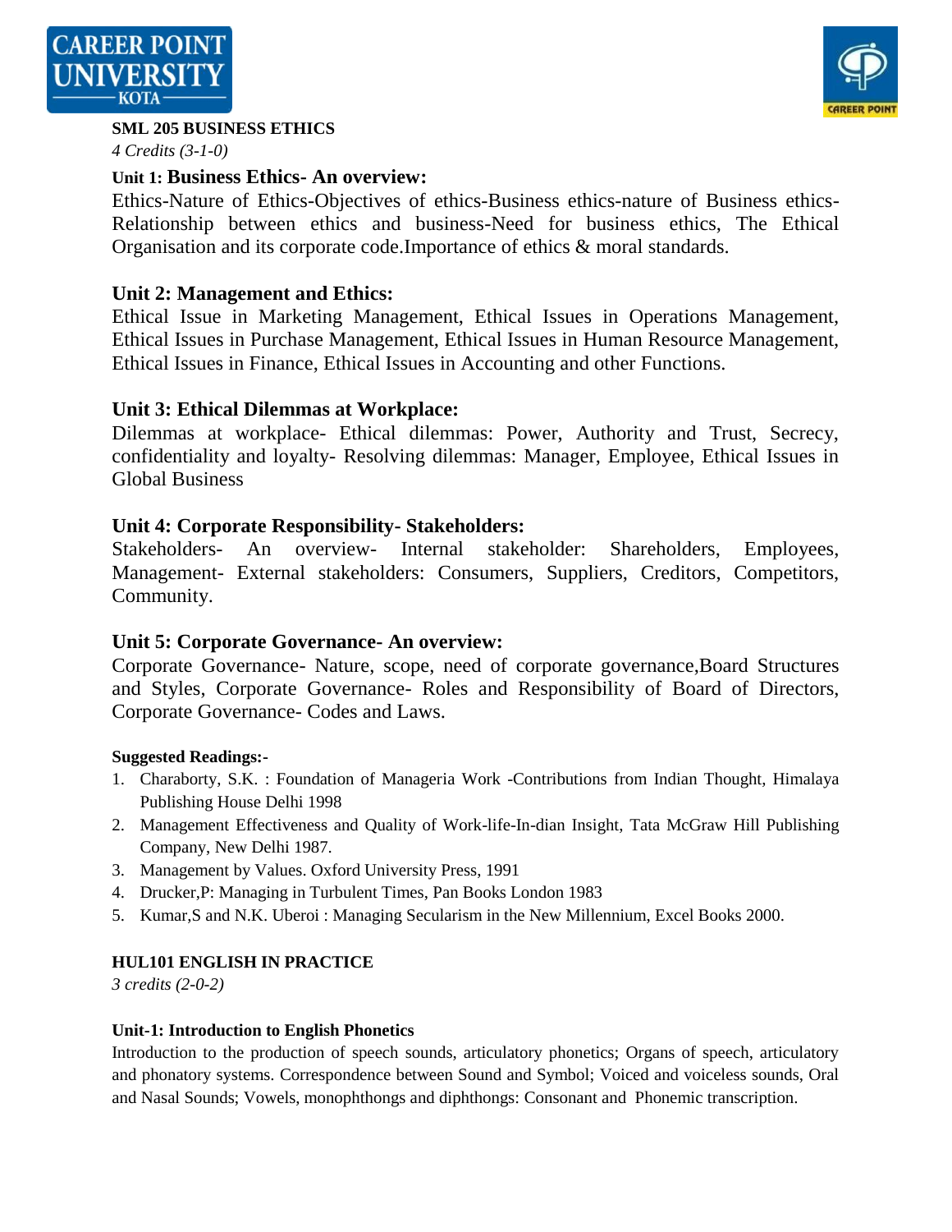**SML 205 BUSINESS ETHICS**

*4 Credits (3-1-0)*

**Unit 1: Business Ethics- An overview:**

Ethics-Nature of Ethics-Objectives of ethics-Business ethics-nature of Business ethics-Relationship between ethics and business-Need for business ethics, The Ethical Organisation and its corporate code.Importance of ethics & moral standards.

**Unit 2: Management and Ethics:**

Ethical Issue in Marketing Management, Ethical Issues in Operations Management, Ethical Issues in Purchase Management, Ethical Issues in Human Resource Management, Ethical Issues in Finance, Ethical Issues in Accounting and other Functions.

**Unit 3: Ethical Dilemmas at Workplace:**

Dilemmas at workplace- Ethical dilemmas: Power, Authority and Trust, Secrecy, confidentiality and loyalty- Resolving dilemmas: Manager, Employee, Ethical Issues in Global Business

**Unit 4: Corporate Responsibility- Stakeholders:**

Stakeholders- An overview- Internal stakeholder: Shareholders, Employees, Management- External stakeholders: Consumers, Suppliers, Creditors, Competitors, Community.

**Unit 5: Corporate Governance- An overview:**

Corporate Governance- Nature, scope, need of corporate governance,Board Structures and Styles, Corporate Governance- Roles and Responsibility of Board of Directors, Corporate Governance- Codes and Laws.

**Suggested Readings:-**

1. Charaborty, S.K. : Foundation of Manageria Work -Contributions from Indian Thought, Himalaya Publishing House Delhi 1998
2. Management Effectiveness and Quality of Work-life-In-dian Insight, Tata McGraw Hill Publishing Company, New Delhi 1987.
3. Management by Values. Oxford University Press, 1991
4. Drucker,P: Managing in Turbulent Times, Pan Books London 1983
5. Kumar,S and N.K. Uberoi : Managing Secularism in the New Millennium, Excel Books 2000.

**HUL101 ENGLISH IN PRACTICE**

*3 credits (2-0-2)*

**Unit-1: Introduction to English Phonetics**

Introduction to the production of speech sounds, articulatory phonetics; Organs of speech, articulatory and phonatory systems. Correspondence between Sound and Symbol; Voiced and voiceless sounds, Oral and Nasal Sounds; Vowels, monophthongs and diphthongs: Consonant and Phonemic transcription.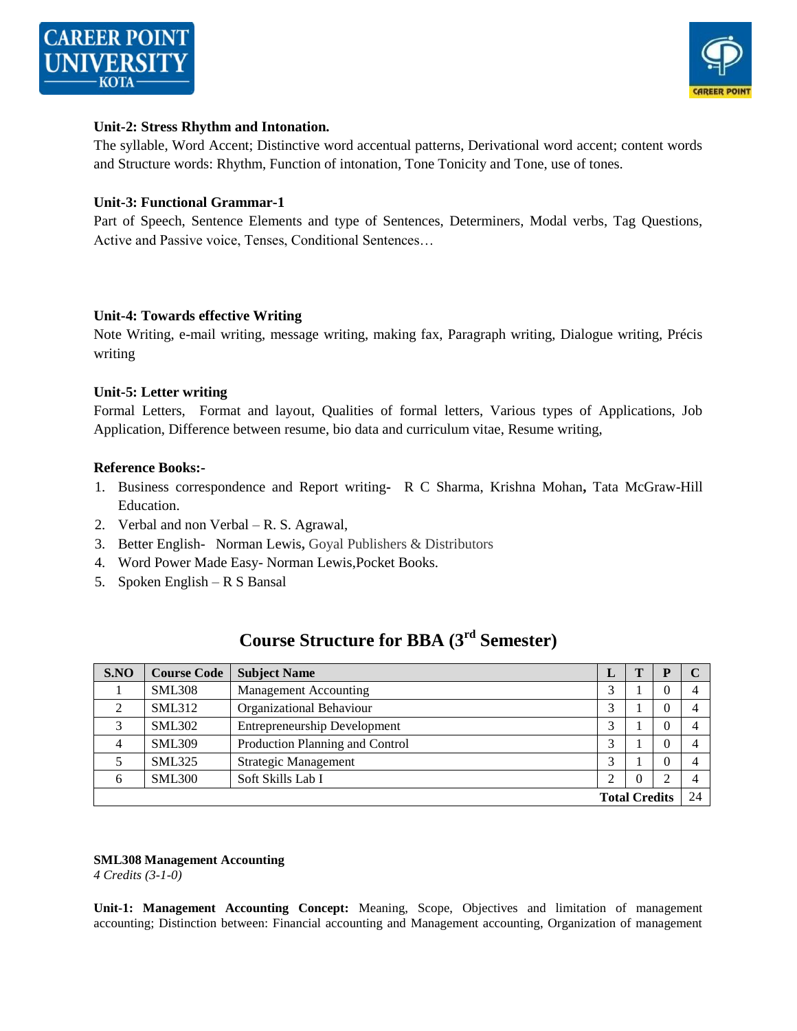**Unit-2: Stress Rhythm and Intonation.**
The syllable, Word Accent; Distinctive word accentual patterns, Derivational word accent; content words and Structure words: Rhythm, Function of intonation, Tone Tonicity and Tone, use of tones.

**Unit-3: Functional Grammar-1**
Part of Speech, Sentence Elements and type of Sentences, Determiners, Modal verbs, Tag Questions, Active and Passive voice, Tenses, Conditional Sentences…

**Unit-4: Towards effective Writing**
Note Writing, e-mail writing, message writing, making fax, Paragraph writing, Dialogue writing, Précis writing

**Unit-5: Letter writing**
Formal Letters, Format and layout, Qualities of formal letters, Various types of Applications, Job Application, Difference between resume, bio data and curriculum vitae, Resume writing,

**Reference Books:-**

1. Business correspondence and Report writing- R C Sharma, Krishna Mohan, Tata McGraw-Hill Education.
2. Verbal and non Verbal – R. S. Agrawal,
3. Better English- Norman Lewis, Goyal Publishers & Distributors
4. Word Power Made Easy- Norman Lewis,Pocket Books.
5. Spoken English – R S Bansal

## Course Structure for BBA (3rd Semester)

| S.NO | Course Code | Subject Name | L | T | P | C |
|---|---|---|---|---|---|---|
| 1 | SML308 | Management Accounting | 3 | 1 | 0 | 4 |
| 2 | SML312 | Organizational Behaviour | 3 | 1 | 0 | 4 |
| 3 | SML302 | Entrepreneurship Development | 3 | 1 | 0 | 4 |
| 4 | SML309 | Production Planning and Control | 3 | 1 | 0 | 4 |
| 5 | SML325 | Strategic Management | 3 | 1 | 0 | 4 |
| 6 | SML300 | Soft Skills Lab I | 2 | 0 | 2 | 4 |
| | | | | | **Total Credits** | 24 |

**SML308 Management Accounting**
*4 Credits (3-1-0)*

**Unit-1: Management Accounting Concept:** Meaning, Scope, Objectives and limitation of management accounting; Distinction between: Financial accounting and Management accounting, Organization of management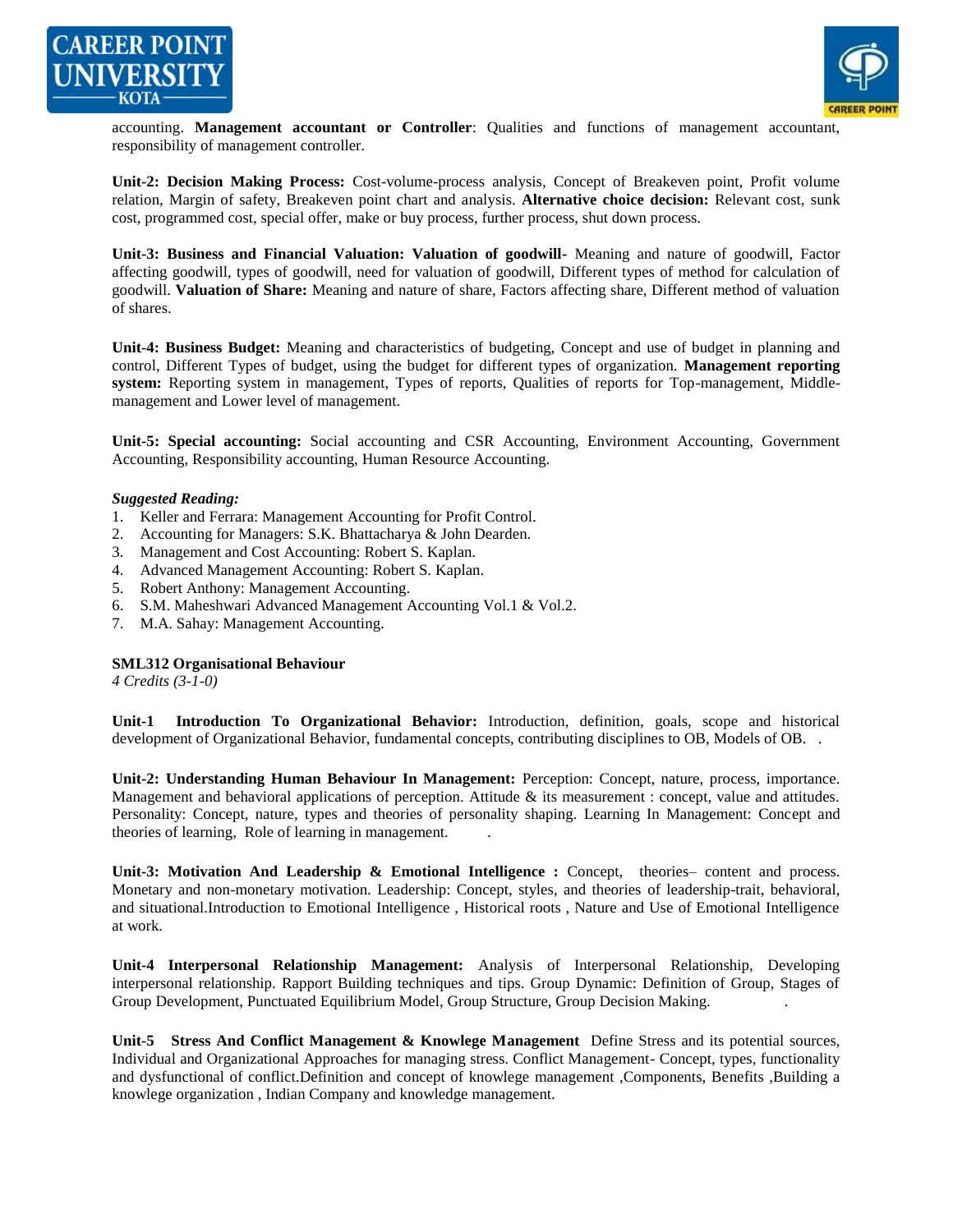accounting. **Management accountant or Controller**: Qualities and functions of management accountant, responsibility of management controller.

**Unit-2: Decision Making Process:** Cost-volume-process analysis, Concept of Breakeven point, Profit volume relation, Margin of safety, Breakeven point chart and analysis. **Alternative choice decision:** Relevant cost, sunk cost, programmed cost, special offer, make or buy process, further process, shut down process.

**Unit-3: Business and Financial Valuation: Valuation of goodwill**- Meaning and nature of goodwill, Factor affecting goodwill, types of goodwill, need for valuation of goodwill, Different types of method for calculation of goodwill. **Valuation of Share:** Meaning and nature of share, Factors affecting share, Different method of valuation of shares.

**Unit-4: Business Budget:** Meaning and characteristics of budgeting, Concept and use of budget in planning and control, Different Types of budget, using the budget for different types of organization. **Management reporting system:** Reporting system in management, Types of reports, Qualities of reports for Top-management, Middle-management and Lower level of management.

**Unit-5: Special accounting:** Social accounting and CSR Accounting, Environment Accounting, Government Accounting, Responsibility accounting, Human Resource Accounting.

***Suggested Reading:***

1. Keller and Ferrara: Management Accounting for Profit Control.
2. Accounting for Managers: S.K. Bhattacharya & John Dearden.
3. Management and Cost Accounting: Robert S. Kaplan.
4. Advanced Management Accounting: Robert S. Kaplan.
5. Robert Anthony: Management Accounting.
6. S.M. Maheshwari Advanced Management Accounting Vol.1 & Vol.2.
7. M.A. Sahay: Management Accounting.

**SML312 Organisational Behaviour**

*4 Credits (3-1-0)*

**Unit-1 Introduction To Organizational Behavior:** Introduction, definition, goals, scope and historical development of Organizational Behavior, fundamental concepts, contributing disciplines to OB, Models of OB. .

**Unit-2: Understanding Human Behaviour In Management:** Perception: Concept, nature, process, importance. Management and behavioral applications of perception. Attitude & its measurement : concept, value and attitudes. Personality: Concept, nature, types and theories of personality shaping. Learning In Management: Concept and theories of learning, Role of learning in management. .

**Unit-3: Motivation And Leadership & Emotional Intelligence :** Concept, theories– content and process. Monetary and non-monetary motivation. Leadership: Concept, styles, and theories of leadership-trait, behavioral, and situational.Introduction to Emotional Intelligence , Historical roots , Nature and Use of Emotional Intelligence at work.

**Unit-4 Interpersonal Relationship Management:** Analysis of Interpersonal Relationship, Developing interpersonal relationship. Rapport Building techniques and tips. Group Dynamic: Definition of Group, Stages of Group Development, Punctuated Equilibrium Model, Group Structure, Group Decision Making. .

**Unit-5 Stress And Conflict Management & Knowlege Management** Define Stress and its potential sources, Individual and Organizational Approaches for managing stress. Conflict Management- Concept, types, functionality and dysfunctional of conflict.Definition and concept of knowlege management ,Components, Benefits ,Building a knowlege organization , Indian Company and knowledge management.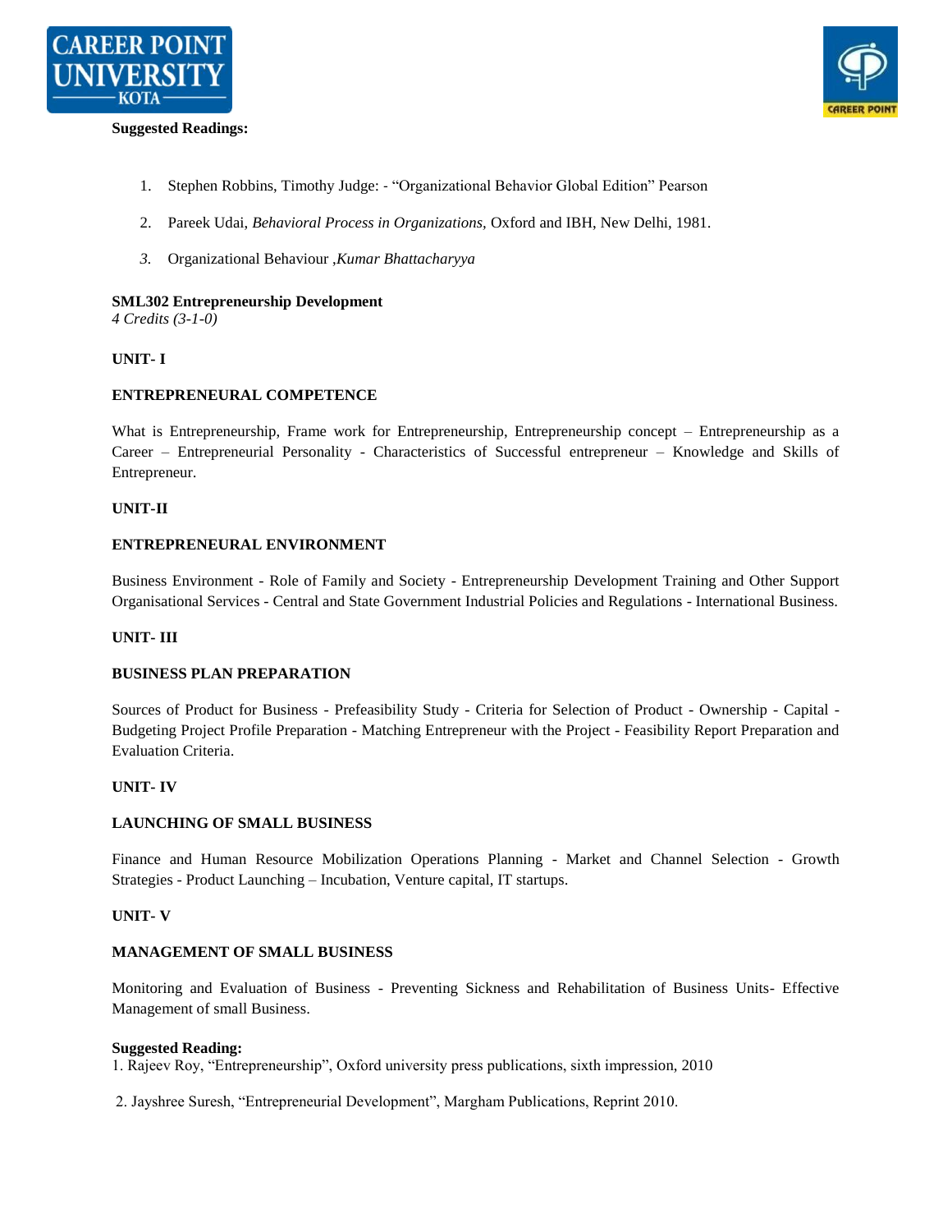**Suggested Readings:**

1. Stephen Robbins, Timothy Judge: - "Organizational Behavior Global Edition" Pearson
2. Pareek Udai, *Behavioral Process in Organizations*, Oxford and IBH, New Delhi, 1981.
3. Organizational Behaviour ,*Kumar Bhattacharyya*

**SML302 Entrepreneurship Development**
*4 Credits (3-1-0)*

**UNIT- I**

**ENTREPRENEURAL COMPETENCE**

What is Entrepreneurship, Frame work for Entrepreneurship, Entrepreneurship concept – Entrepreneurship as a Career – Entrepreneurial Personality - Characteristics of Successful entrepreneur – Knowledge and Skills of Entrepreneur.

**UNIT-II**

**ENTREPRENEURAL ENVIRONMENT**

Business Environment - Role of Family and Society - Entrepreneurship Development Training and Other Support Organisational Services - Central and State Government Industrial Policies and Regulations - International Business.

**UNIT- III**

**BUSINESS PLAN PREPARATION**

Sources of Product for Business - Prefeasibility Study - Criteria for Selection of Product - Ownership - Capital - Budgeting Project Profile Preparation - Matching Entrepreneur with the Project - Feasibility Report Preparation and Evaluation Criteria.

**UNIT- IV**

**LAUNCHING OF SMALL BUSINESS**

Finance and Human Resource Mobilization Operations Planning - Market and Channel Selection - Growth Strategies - Product Launching – Incubation, Venture capital, IT startups.

**UNIT- V**

**MANAGEMENT OF SMALL BUSINESS**

Monitoring and Evaluation of Business - Preventing Sickness and Rehabilitation of Business Units- Effective Management of small Business.

**Suggested Reading:**

1. Rajeev Roy, "Entrepreneurship", Oxford university press publications, sixth impression, 2010
2. Jayshree Suresh, "Entrepreneurial Development", Margham Publications, Reprint 2010.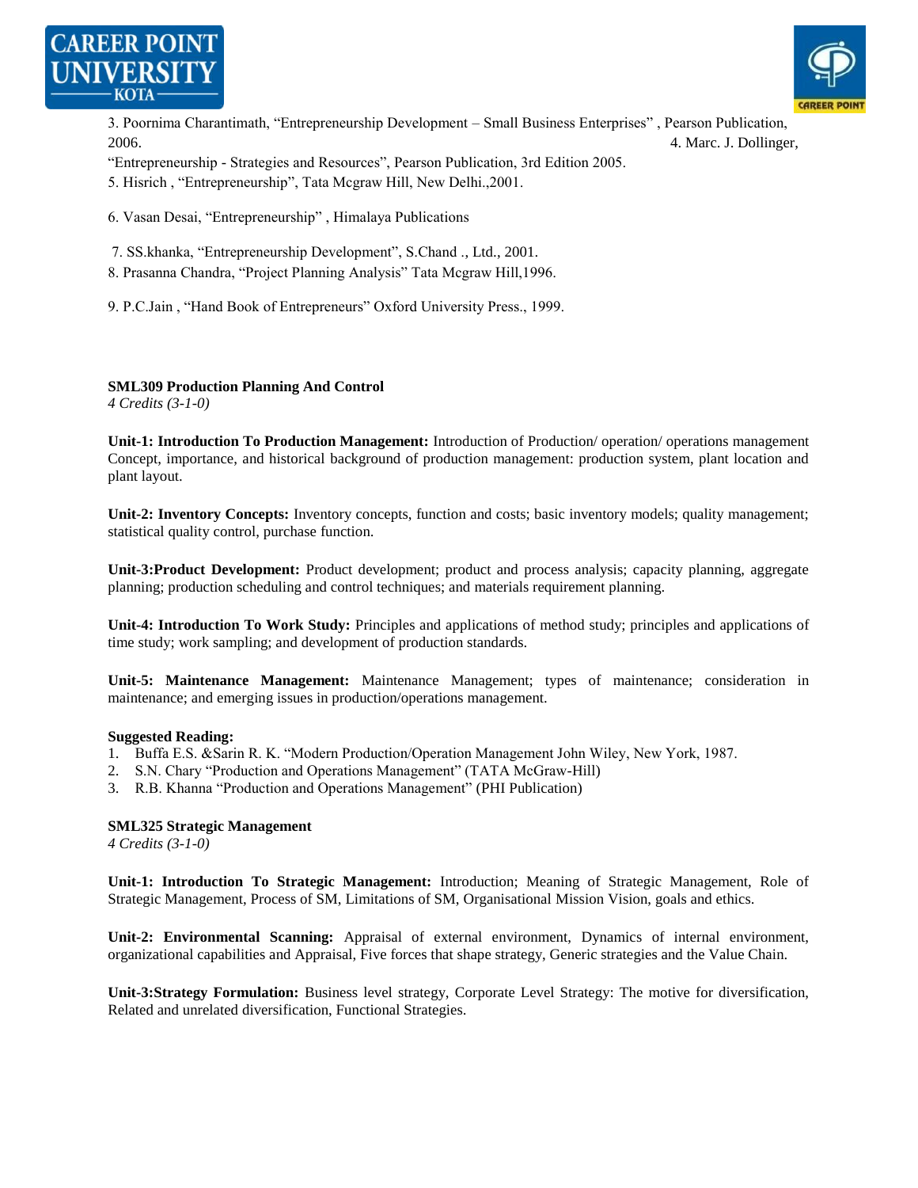3. Poornima Charantimath, “Entrepreneurship Development – Small Business Enterprises” , Pearson Publication, 2006.
4. Marc. J. Dollinger, “Entrepreneurship - Strategies and Resources”, Pearson Publication, 3rd Edition 2005.
5. Hisrich , “Entrepreneurship”, Tata Mcgraw Hill, New Delhi.,2001.
6. Vasan Desai, “Entrepreneurship” , Himalaya Publications
7. SS.khanka, “Entrepreneurship Development”, S.Chand ., Ltd., 2001.
8. Prasanna Chandra, “Project Planning Analysis” Tata Mcgraw Hill,1996.
9. P.C.Jain , “Hand Book of Entrepreneurs” Oxford University Press., 1999.

**SML309 Production Planning And Control**
*4 Credits (3-1-0)*

**Unit-1: Introduction To Production Management:** Introduction of Production/ operation/ operations management Concept, importance, and historical background of production management: production system, plant location and plant layout.

**Unit-2: Inventory Concepts:** Inventory concepts, function and costs; basic inventory models; quality management; statistical quality control, purchase function.

**Unit-3:Product Development:** Product development; product and process analysis; capacity planning, aggregate planning; production scheduling and control techniques; and materials requirement planning.

**Unit-4: Introduction To Work Study:** Principles and applications of method study; principles and applications of time study; work sampling; and development of production standards.

**Unit-5: Maintenance Management:** Maintenance Management; types of maintenance; consideration in maintenance; and emerging issues in production/operations management.

**Suggested Reading:**
1. Buffa E.S. &Sarin R. K. “Modern Production/Operation Management John Wiley, New York, 1987.
2. S.N. Chary “Production and Operations Management” (TATA McGraw-Hill)
3. R.B. Khanna “Production and Operations Management” (PHI Publication)

**SML325 Strategic Management**
*4 Credits (3-1-0)*

**Unit-1: Introduction To Strategic Management:** Introduction; Meaning of Strategic Management, Role of Strategic Management, Process of SM, Limitations of SM, Organisational Mission Vision, goals and ethics.

**Unit-2: Environmental Scanning:** Appraisal of external environment, Dynamics of internal environment, organizational capabilities and Appraisal, Five forces that shape strategy, Generic strategies and the Value Chain.

**Unit-3:Strategy Formulation:** Business level strategy, Corporate Level Strategy: The motive for diversification, Related and unrelated diversification, Functional Strategies.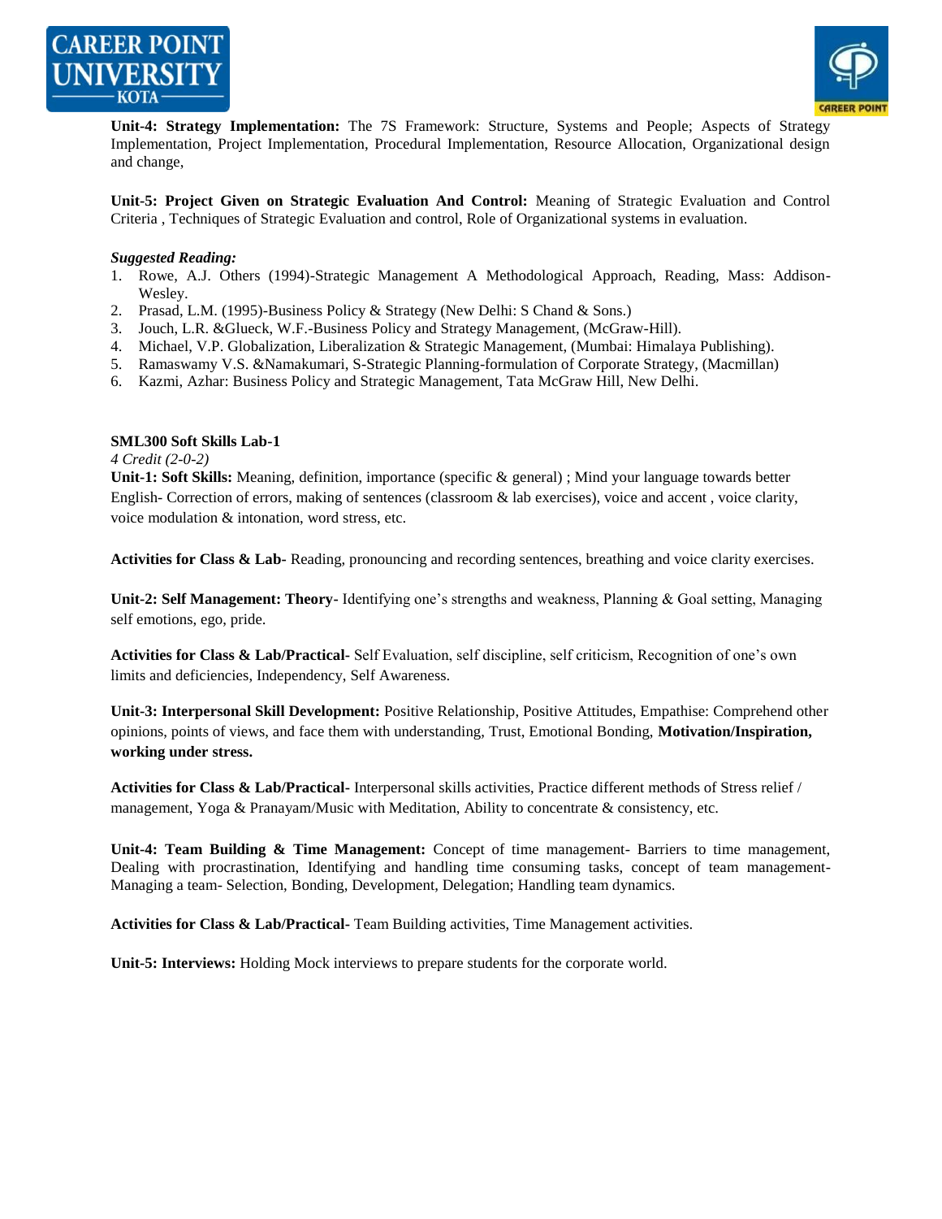**Unit-4: Strategy Implementation:** The 7S Framework: Structure, Systems and People; Aspects of Strategy Implementation, Project Implementation, Procedural Implementation, Resource Allocation, Organizational design and change,

**Unit-5: Project Given on Strategic Evaluation And Control:** Meaning of Strategic Evaluation and Control Criteria , Techniques of Strategic Evaluation and control, Role of Organizational systems in evaluation.

***Suggested Reading:***

1. Rowe, A.J. Others (1994)-Strategic Management A Methodological Approach, Reading, Mass: Addison-Wesley.
2. Prasad, L.M. (1995)-Business Policy & Strategy (New Delhi: S Chand & Sons.)
3. Jouch, L.R. &Glueck, W.F.-Business Policy and Strategy Management, (McGraw-Hill).
4. Michael, V.P. Globalization, Liberalization & Strategic Management, (Mumbai: Himalaya Publishing).
5. Ramaswamy V.S. &Namakumari, S-Strategic Planning-formulation of Corporate Strategy, (Macmillan)
6. Kazmi, Azhar: Business Policy and Strategic Management, Tata McGraw Hill, New Delhi.

**SML300 Soft Skills Lab-1**

*4 Credit (2-0-2)*

**Unit-1: Soft Skills:** Meaning, definition, importance (specific & general) ; Mind your language towards better English- Correction of errors, making of sentences (classroom & lab exercises), voice and accent , voice clarity, voice modulation & intonation, word stress, etc.

**Activities for Class & Lab-** Reading, pronouncing and recording sentences, breathing and voice clarity exercises.

**Unit-2: Self Management: Theory-** Identifying one's strengths and weakness, Planning & Goal setting, Managing self emotions, ego, pride.

**Activities for Class & Lab/Practical-** Self Evaluation, self discipline, self criticism, Recognition of one's own limits and deficiencies, Independency, Self Awareness.

**Unit-3: Interpersonal Skill Development:** Positive Relationship, Positive Attitudes, Empathise: Comprehend other opinions, points of views, and face them with understanding, Trust, Emotional Bonding, **Motivation/Inspiration, working under stress.**

**Activities for Class & Lab/Practical-** Interpersonal skills activities, Practice different methods of Stress relief / management, Yoga & Pranayam/Music with Meditation, Ability to concentrate & consistency, etc.

**Unit-4: Team Building & Time Management:** Concept of time management- Barriers to time management, Dealing with procrastination, Identifying and handling time consuming tasks, concept of team management- Managing a team- Selection, Bonding, Development, Delegation; Handling team dynamics.

**Activities for Class & Lab/Practical-** Team Building activities, Time Management activities.

**Unit-5: Interviews:** Holding Mock interviews to prepare students for the corporate world.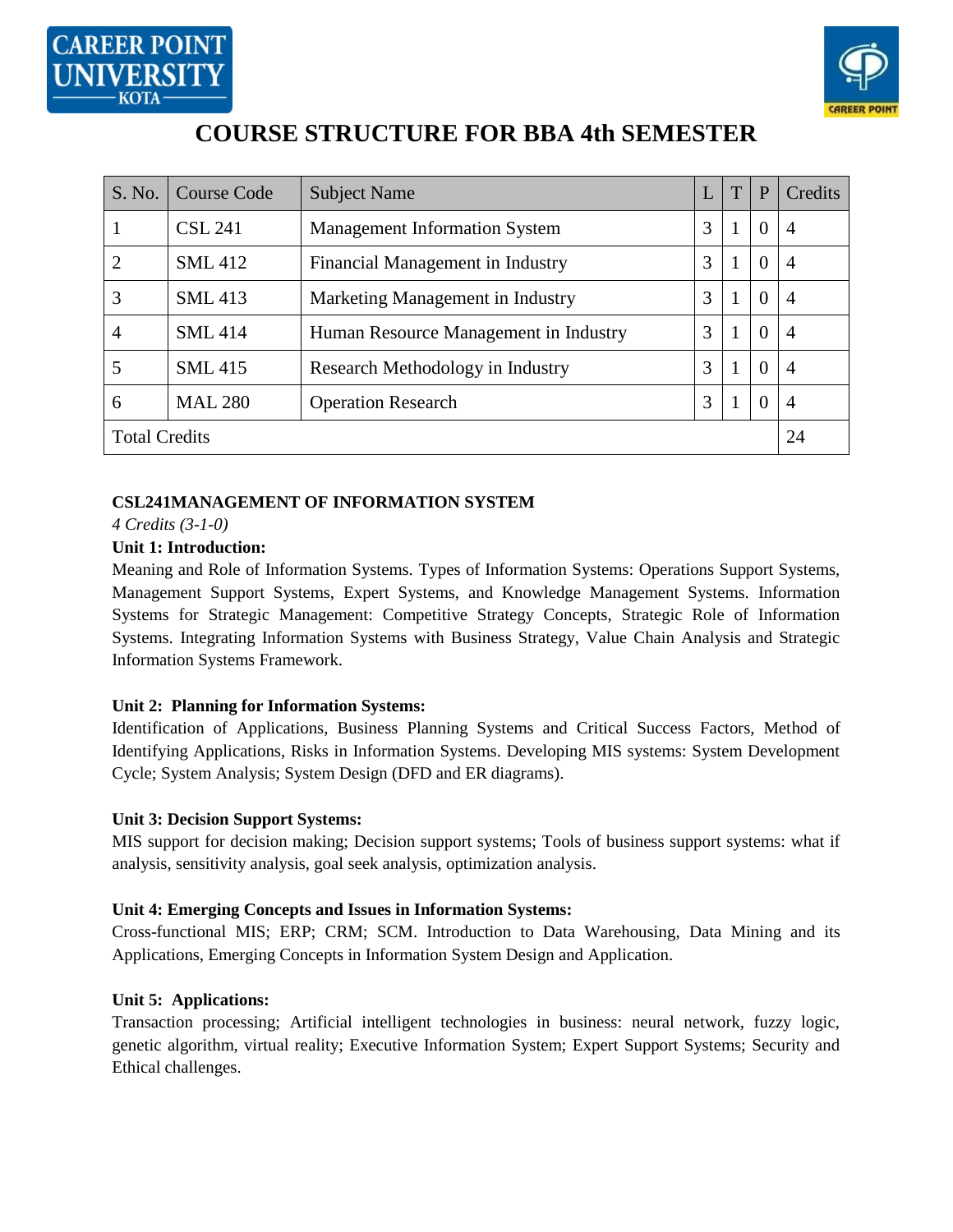# COURSE STRUCTURE FOR BBA 4th SEMESTER

| S. No. | Course Code | Subject Name | L | T | P | Credits |
|---|---|---|---|---|---|---|
| 1 | CSL 241 | Management Information System | 3 | 1 | 0 | 4 |
| 2 | SML 412 | Financial Management in Industry | 3 | 1 | 0 | 4 |
| 3 | SML 413 | Marketing Management in Industry | 3 | 1 | 0 | 4 |
| 4 | SML 414 | Human Resource Management in Industry | 3 | 1 | 0 | 4 |
| 5 | SML 415 | Research Methodology in Industry | 3 | 1 | 0 | 4 |
| 6 | MAL 280 | Operation Research | 3 | 1 | 0 | 4 |
| Total Credits | | | | | | 24 |

**CSL241MANAGEMENT OF INFORMATION SYSTEM**

*4 Credits (3-1-0)*

**Unit 1: Introduction:**

Meaning and Role of Information Systems. Types of Information Systems: Operations Support Systems, Management Support Systems, Expert Systems, and Knowledge Management Systems. Information Systems for Strategic Management: Competitive Strategy Concepts, Strategic Role of Information Systems. Integrating Information Systems with Business Strategy, Value Chain Analysis and Strategic Information Systems Framework.

**Unit 2: Planning for Information Systems:**

Identification of Applications, Business Planning Systems and Critical Success Factors, Method of Identifying Applications, Risks in Information Systems. Developing MIS systems: System Development Cycle; System Analysis; System Design (DFD and ER diagrams).

**Unit 3: Decision Support Systems:**

MIS support for decision making; Decision support systems; Tools of business support systems: what if analysis, sensitivity analysis, goal seek analysis, optimization analysis.

**Unit 4: Emerging Concepts and Issues in Information Systems:**

Cross-functional MIS; ERP; CRM; SCM. Introduction to Data Warehousing, Data Mining and its Applications, Emerging Concepts in Information System Design and Application.

**Unit 5: Applications:**

Transaction processing; Artificial intelligent technologies in business: neural network, fuzzy logic, genetic algorithm, virtual reality; Executive Information System; Expert Support Systems; Security and Ethical challenges.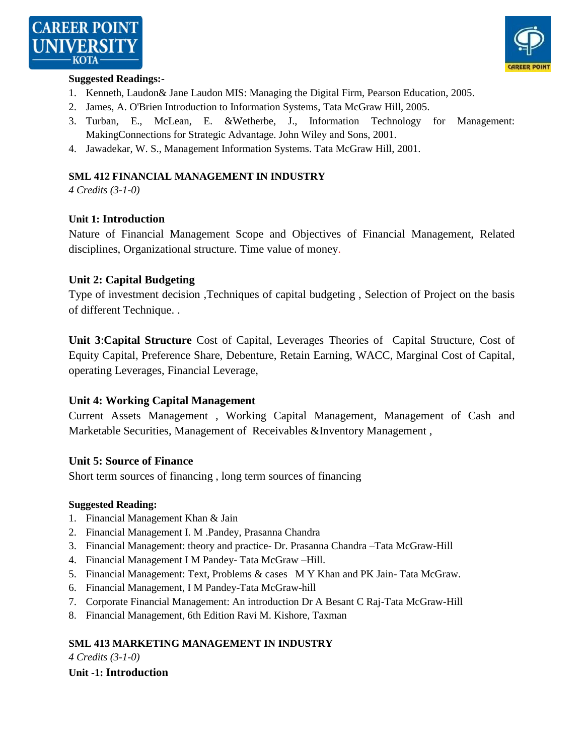**Suggested Readings:-**

1. Kenneth, Laudon& Jane Laudon MIS: Managing the Digital Firm, Pearson Education, 2005.
2. James, A. O'Brien Introduction to Information Systems, Tata McGraw Hill, 2005.
3. Turban, E., McLean, E. &Wetherbe, J., Information Technology for Management: MakingConnections for Strategic Advantage. John Wiley and Sons, 2001.
4. Jawadekar, W. S., Management Information Systems. Tata McGraw Hill, 2001.

## SML 412 FINANCIAL MANAGEMENT IN INDUSTRY

*4 Credits (3-1-0)*

### Unit 1: Introduction

Nature of Financial Management Scope and Objectives of Financial Management, Related disciplines, Organizational structure. Time value of money.

### Unit 2: Capital Budgeting

Type of investment decision ,Techniques of capital budgeting , Selection of Project on the basis of different Technique. .

**Unit 3**:**Capital Structure** Cost of Capital, Leverages Theories of Capital Structure, Cost of Equity Capital, Preference Share, Debenture, Retain Earning, WACC, Marginal Cost of Capital, operating Leverages, Financial Leverage,

### Unit 4: Working Capital Management

Current Assets Management , Working Capital Management, Management of Cash and Marketable Securities, Management of Receivables &Inventory Management ,

### Unit 5: Source of Finance

Short term sources of financing , long term sources of financing

**Suggested Reading:**

1. Financial Management Khan & Jain
2. Financial Management I. M .Pandey, Prasanna Chandra
3. Financial Management: theory and practice- Dr. Prasanna Chandra –Tata McGraw-Hill
4. Financial Management I M Pandey- Tata McGraw –Hill.
5. Financial Management: Text, Problems & cases M Y Khan and PK Jain- Tata McGraw.
6. Financial Management, I M Pandey-Tata McGraw-hill
7. Corporate Financial Management: An introduction Dr A Besant C Raj-Tata McGraw-Hill
8. Financial Management, 6th Edition Ravi M. Kishore, Taxman

## SML 413 MARKETING MANAGEMENT IN INDUSTRY

*4 Credits (3-1-0)*

### Unit -1: Introduction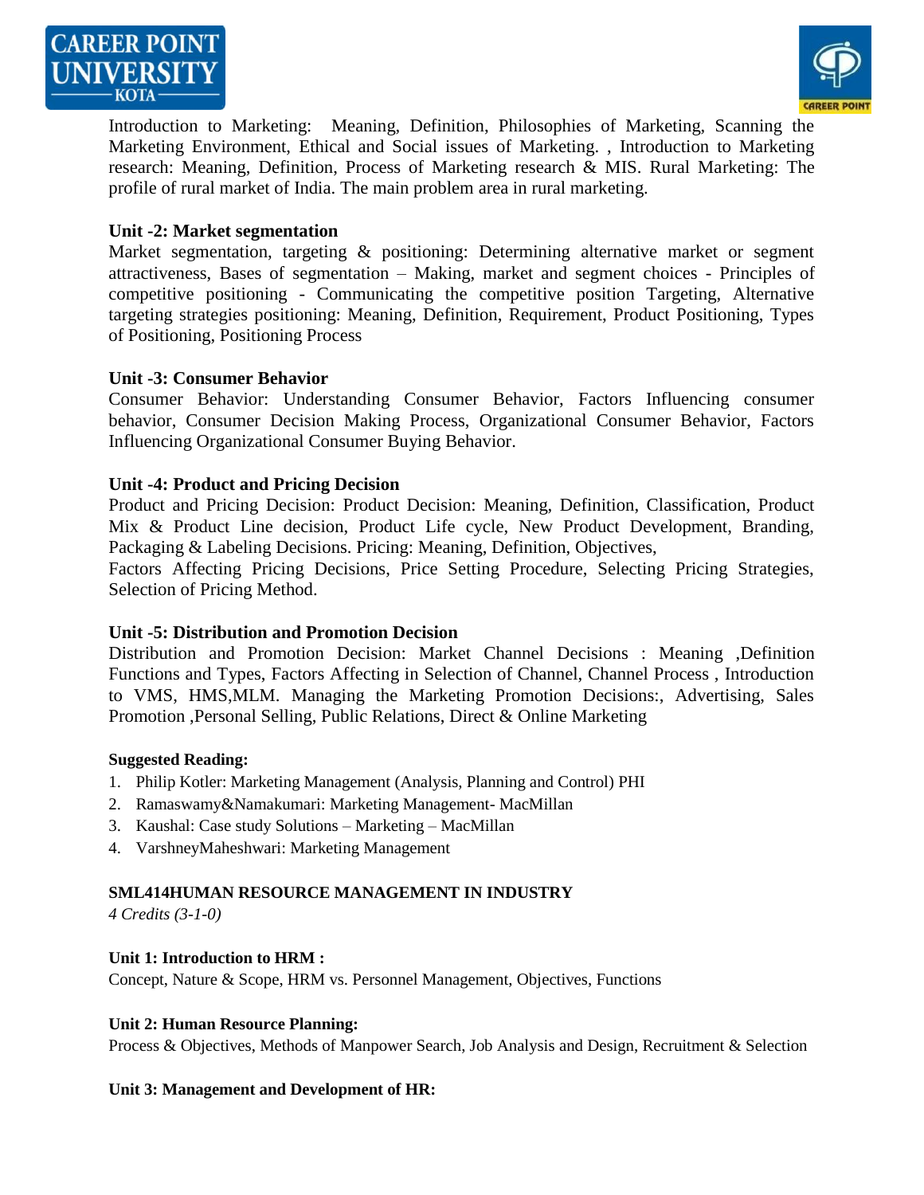Introduction to Marketing: Meaning, Definition, Philosophies of Marketing, Scanning the Marketing Environment, Ethical and Social issues of Marketing. , Introduction to Marketing research: Meaning, Definition, Process of Marketing research & MIS. Rural Marketing: The profile of rural market of India. The main problem area in rural marketing.

**Unit -2: Market segmentation**

Market segmentation, targeting & positioning: Determining alternative market or segment attractiveness, Bases of segmentation – Making, market and segment choices - Principles of competitive positioning - Communicating the competitive position Targeting, Alternative targeting strategies positioning: Meaning, Definition, Requirement, Product Positioning, Types of Positioning, Positioning Process

**Unit -3: Consumer Behavior**

Consumer Behavior: Understanding Consumer Behavior, Factors Influencing consumer behavior, Consumer Decision Making Process, Organizational Consumer Behavior, Factors Influencing Organizational Consumer Buying Behavior.

**Unit -4: Product and Pricing Decision**

Product and Pricing Decision: Product Decision: Meaning, Definition, Classification, Product Mix & Product Line decision, Product Life cycle, New Product Development, Branding, Packaging & Labeling Decisions. Pricing: Meaning, Definition, Objectives,
Factors Affecting Pricing Decisions, Price Setting Procedure, Selecting Pricing Strategies, Selection of Pricing Method.

**Unit -5: Distribution and Promotion Decision**

Distribution and Promotion Decision: Market Channel Decisions : Meaning ,Definition Functions and Types, Factors Affecting in Selection of Channel, Channel Process , Introduction to VMS, HMS,MLM. Managing the Marketing Promotion Decisions:, Advertising, Sales Promotion ,Personal Selling, Public Relations, Direct & Online Marketing

**Suggested Reading:**

1. Philip Kotler: Marketing Management (Analysis, Planning and Control) PHI
2. Ramaswamy&Namakumari: Marketing Management- MacMillan
3. Kaushal: Case study Solutions – Marketing – MacMillan
4. VarshneyMaheshwari: Marketing Management

**SML414HUMAN RESOURCE MANAGEMENT IN INDUSTRY**

*4 Credits (3-1-0)*

**Unit 1: Introduction to HRM :**

Concept, Nature & Scope, HRM vs. Personnel Management, Objectives, Functions

**Unit 2: Human Resource Planning:**

Process & Objectives, Methods of Manpower Search, Job Analysis and Design, Recruitment & Selection

**Unit 3: Management and Development of HR:**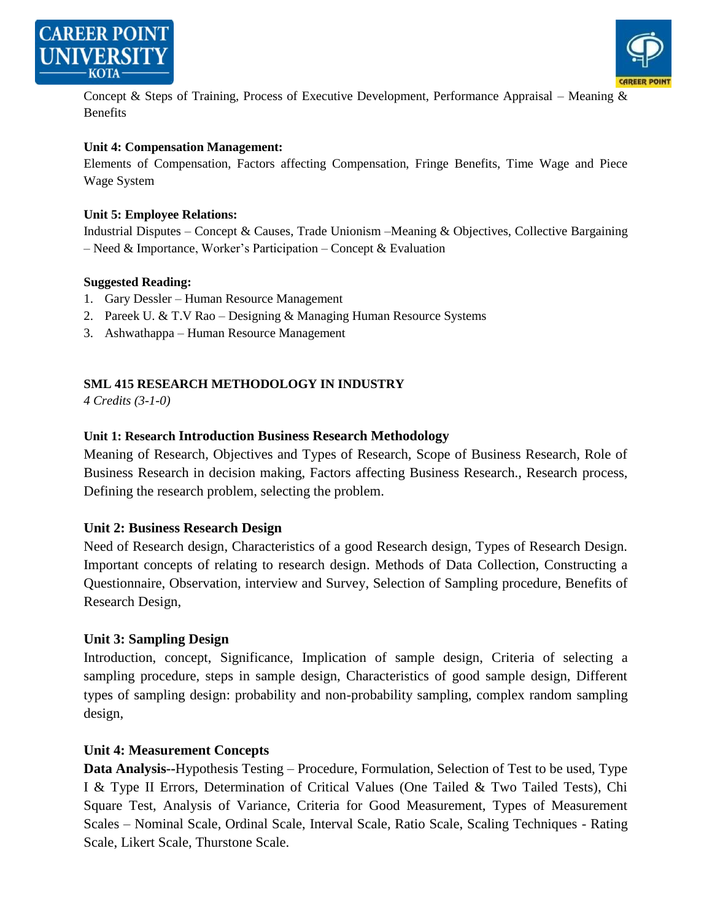Concept & Steps of Training, Process of Executive Development, Performance Appraisal – Meaning & Benefits

**Unit 4: Compensation Management:**

Elements of Compensation, Factors affecting Compensation, Fringe Benefits, Time Wage and Piece Wage System

**Unit 5: Employee Relations:**

Industrial Disputes – Concept & Causes, Trade Unionism –Meaning & Objectives, Collective Bargaining – Need & Importance, Worker's Participation – Concept & Evaluation

**Suggested Reading:**

1. Gary Dessler – Human Resource Management
2. Pareek U. & T.V Rao – Designing & Managing Human Resource Systems
3. Ashwathappa – Human Resource Management

## SML 415 RESEARCH METHODOLOGY IN INDUSTRY

*4 Credits (3-1-0)*

**Unit 1: Research Introduction Business Research Methodology**

Meaning of Research, Objectives and Types of Research, Scope of Business Research, Role of Business Research in decision making, Factors affecting Business Research., Research process, Defining the research problem, selecting the problem.

**Unit 2: Business Research Design**

Need of Research design, Characteristics of a good Research design, Types of Research Design. Important concepts of relating to research design. Methods of Data Collection, Constructing a Questionnaire, Observation, interview and Survey, Selection of Sampling procedure, Benefits of Research Design,

**Unit 3: Sampling Design**

Introduction, concept, Significance, Implication of sample design, Criteria of selecting a sampling procedure, steps in sample design, Characteristics of good sample design, Different types of sampling design: probability and non-probability sampling, complex random sampling design,

**Unit 4: Measurement Concepts**

**Data Analysis**--Hypothesis Testing – Procedure, Formulation, Selection of Test to be used, Type I & Type II Errors, Determination of Critical Values (One Tailed & Two Tailed Tests), Chi Square Test, Analysis of Variance, Criteria for Good Measurement, Types of Measurement Scales – Nominal Scale, Ordinal Scale, Interval Scale, Ratio Scale, Scaling Techniques - Rating Scale, Likert Scale, Thurstone Scale.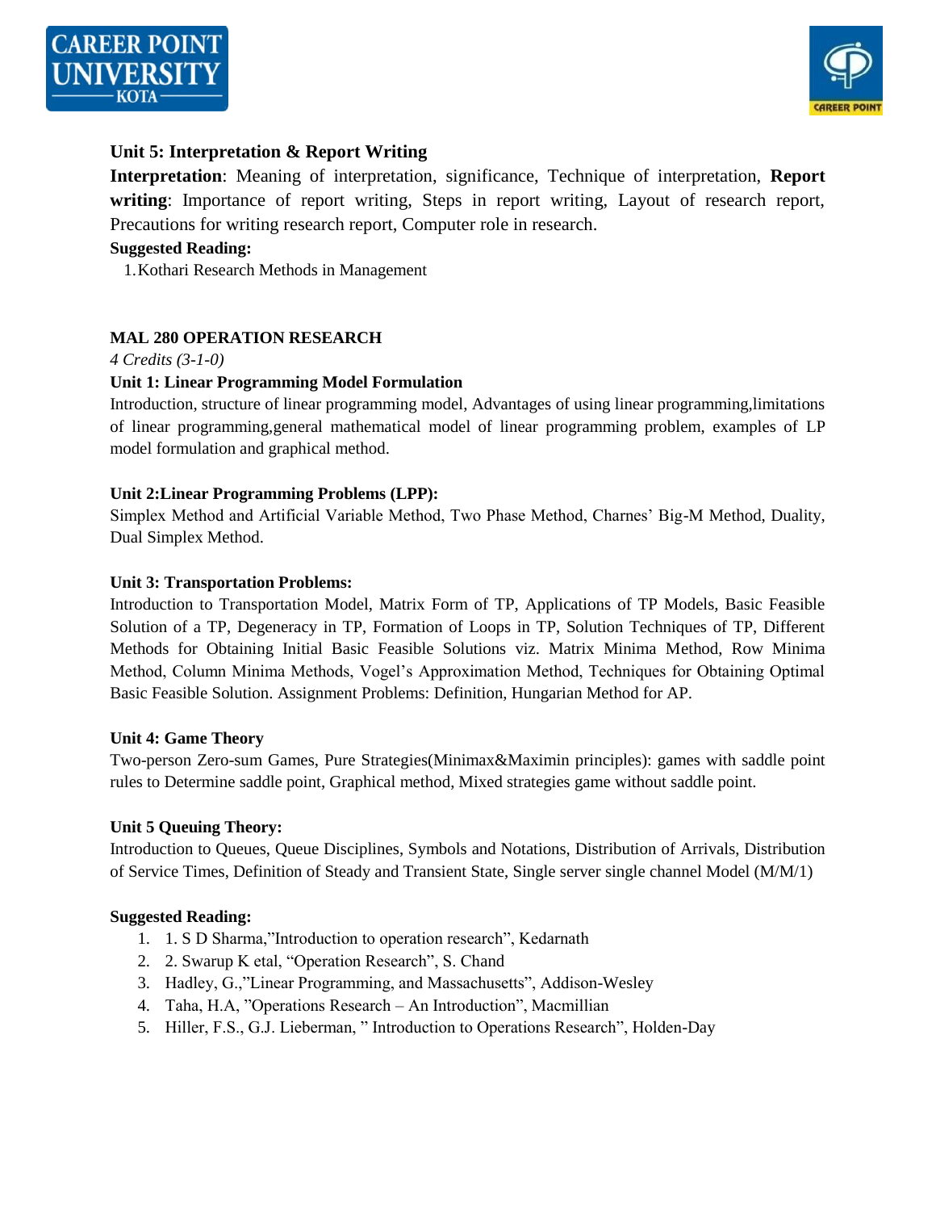### Unit 5: Interpretation & Report Writing

**Interpretation**: Meaning of interpretation, significance, Technique of interpretation, **Report writing**: Importance of report writing, Steps in report writing, Layout of research report, Precautions for writing research report, Computer role in research.

**Suggested Reading:**

1. Kothari Research Methods in Management

## MAL 280 OPERATION RESEARCH

*4 Credits (3-1-0)*

**Unit 1: Linear Programming Model Formulation**

Introduction, structure of linear programming model, Advantages of using linear programming,limitations of linear programming,general mathematical model of linear programming problem, examples of LP model formulation and graphical method.

**Unit 2:Linear Programming Problems (LPP):**

Simplex Method and Artificial Variable Method, Two Phase Method, Charnes' Big-M Method, Duality, Dual Simplex Method.

**Unit 3: Transportation Problems:**

Introduction to Transportation Model, Matrix Form of TP, Applications of TP Models, Basic Feasible Solution of a TP, Degeneracy in TP, Formation of Loops in TP, Solution Techniques of TP, Different Methods for Obtaining Initial Basic Feasible Solutions viz. Matrix Minima Method, Row Minima Method, Column Minima Methods, Vogel's Approximation Method, Techniques for Obtaining Optimal Basic Feasible Solution. Assignment Problems: Definition, Hungarian Method for AP.

**Unit 4: Game Theory**

Two-person Zero-sum Games, Pure Strategies(Minimax&Maximin principles): games with saddle point rules to Determine saddle point, Graphical method, Mixed strategies game without saddle point.

**Unit 5 Queuing Theory:**

Introduction to Queues, Queue Disciplines, Symbols and Notations, Distribution of Arrivals, Distribution of Service Times, Definition of Steady and Transient State, Single server single channel Model (M/M/1)

**Suggested Reading:**

1. 1. S D Sharma,"Introduction to operation research", Kedarnath
2. 2. Swarup K etal, "Operation Research", S. Chand
3. Hadley, G.,"Linear Programming, and Massachusetts", Addison-Wesley
4. Taha, H.A, "Operations Research – An Introduction", Macmillian
5. Hiller, F.S., G.J. Lieberman, " Introduction to Operations Research", Holden-Day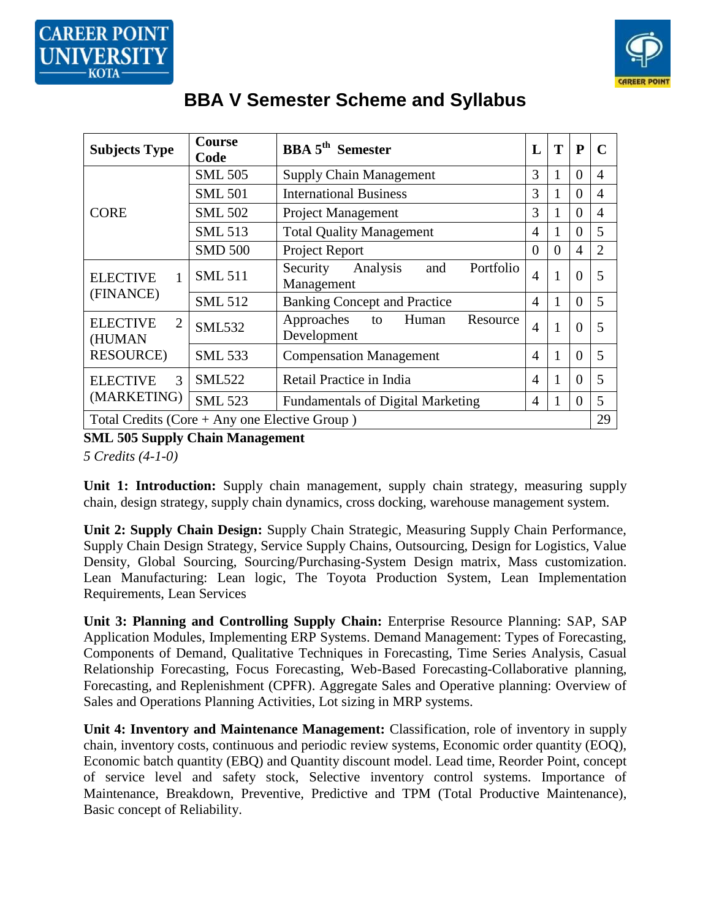# BBA V Semester Scheme and Syllabus

| Subjects Type | Course Code | BBA 5th Semester | L | T | P | C |
|---|---|---|---|---|---|---|
| CORE | SML 505 | Supply Chain Management | 3 | 1 | 0 | 4 |
| | SML 501 | International Business | 3 | 1 | 0 | 4 |
| | SML 502 | Project Management | 3 | 1 | 0 | 4 |
| | SML 513 | Total Quality Management | 4 | 1 | 0 | 5 |
| | SMD 500 | Project Report | 0 | 0 | 4 | 2 |
| ELECTIVE 1 (FINANCE) | SML 511 | Security Analysis and Portfolio Management | 4 | 1 | 0 | 5 |
| | SML 512 | Banking Concept and Practice | 4 | 1 | 0 | 5 |
| ELECTIVE 2 (HUMAN RESOURCE) | SML532 | Approaches to Human Resource Development | 4 | 1 | 0 | 5 |
| | SML 533 | Compensation Management | 4 | 1 | 0 | 5 |
| ELECTIVE 3 (MARKETING) | SML522 | Retail Practice in India | 4 | 1 | 0 | 5 |
| | SML 523 | Fundamentals of Digital Marketing | 4 | 1 | 0 | 5 |
| Total Credits (Core + Any one Elective Group ) | | | | | | 29 |

**SML 505 Supply Chain Management**

*5 Credits (4-1-0)*

**Unit 1: Introduction:** Supply chain management, supply chain strategy, measuring supply chain, design strategy, supply chain dynamics, cross docking, warehouse management system.

**Unit 2: Supply Chain Design:** Supply Chain Strategic, Measuring Supply Chain Performance, Supply Chain Design Strategy, Service Supply Chains, Outsourcing, Design for Logistics, Value Density, Global Sourcing, Sourcing/Purchasing-System Design matrix, Mass customization. Lean Manufacturing: Lean logic, The Toyota Production System, Lean Implementation Requirements, Lean Services

**Unit 3: Planning and Controlling Supply Chain:** Enterprise Resource Planning: SAP, SAP Application Modules, Implementing ERP Systems. Demand Management: Types of Forecasting, Components of Demand, Qualitative Techniques in Forecasting, Time Series Analysis, Casual Relationship Forecasting, Focus Forecasting, Web-Based Forecasting-Collaborative planning, Forecasting, and Replenishment (CPFR). Aggregate Sales and Operative planning: Overview of Sales and Operations Planning Activities, Lot sizing in MRP systems.

**Unit 4: Inventory and Maintenance Management:** Classification, role of inventory in supply chain, inventory costs, continuous and periodic review systems, Economic order quantity (EOQ), Economic batch quantity (EBQ) and Quantity discount model. Lead time, Reorder Point, concept of service level and safety stock, Selective inventory control systems. Importance of Maintenance, Breakdown, Preventive, Predictive and TPM (Total Productive Maintenance), Basic concept of Reliability.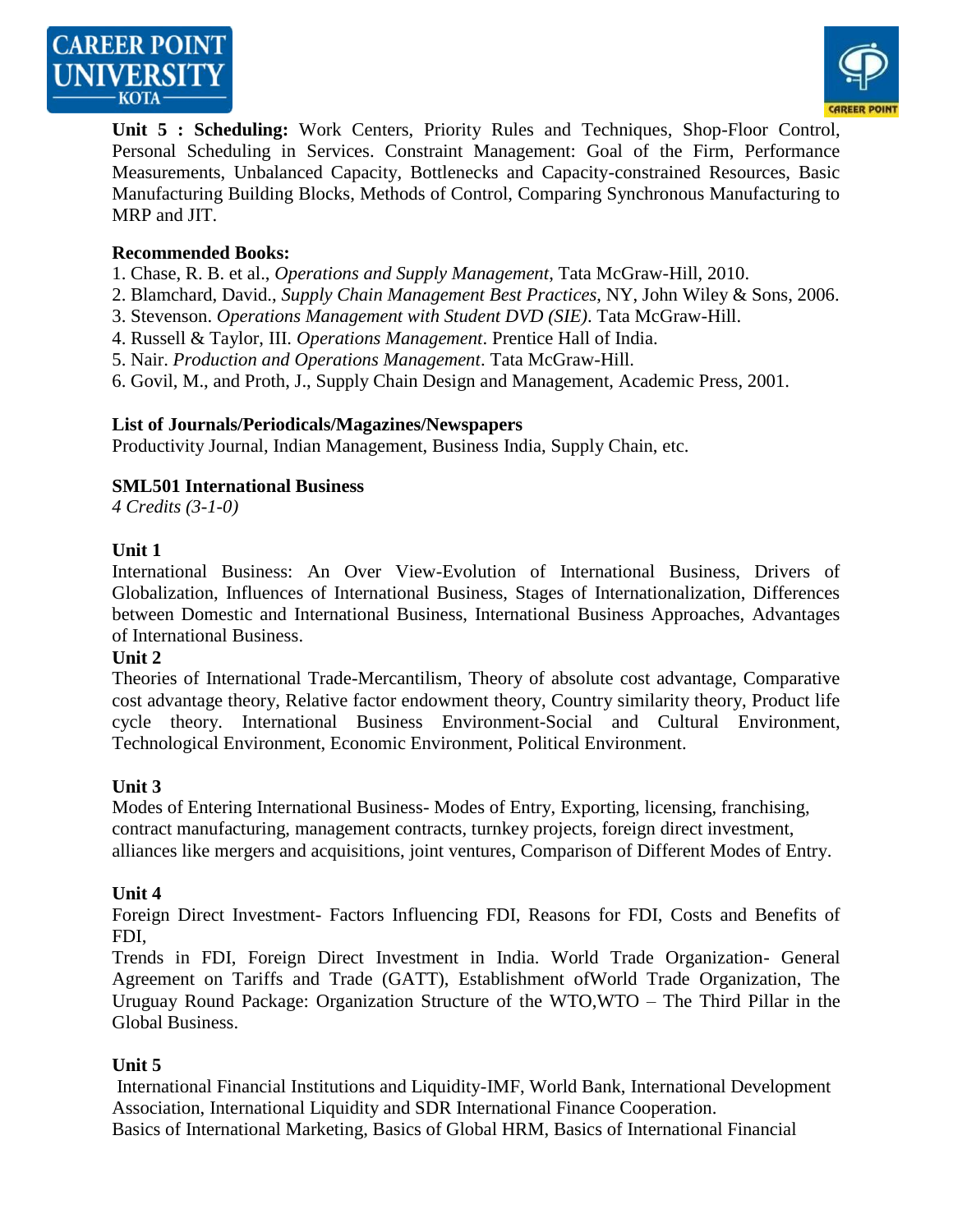**Unit 5 : Scheduling:** Work Centers, Priority Rules and Techniques, Shop-Floor Control, Personal Scheduling in Services. Constraint Management: Goal of the Firm, Performance Measurements, Unbalanced Capacity, Bottlenecks and Capacity-constrained Resources, Basic Manufacturing Building Blocks, Methods of Control, Comparing Synchronous Manufacturing to MRP and JIT.

**Recommended Books:**

1. Chase, R. B. et al., *Operations and Supply Management*, Tata McGraw-Hill, 2010.
2. Blamchard, David., *Supply Chain Management Best Practices*, NY, John Wiley & Sons, 2006.
3. Stevenson. *Operations Management with Student DVD (SIE)*. Tata McGraw-Hill.
4. Russell & Taylor, III. *Operations Management*. Prentice Hall of India.
5. Nair. *Production and Operations Management*. Tata McGraw-Hill.
6. Govil, M., and Proth, J., Supply Chain Design and Management, Academic Press, 2001.

**List of Journals/Periodicals/Magazines/Newspapers**

Productivity Journal, Indian Management, Business India, Supply Chain, etc.

**SML501 International Business**

*4 Credits (3-1-0)*

**Unit 1**

International Business: An Over View-Evolution of International Business, Drivers of Globalization, Influences of International Business, Stages of Internationalization, Differences between Domestic and International Business, International Business Approaches, Advantages of International Business.

**Unit 2**

Theories of International Trade-Mercantilism, Theory of absolute cost advantage, Comparative cost advantage theory, Relative factor endowment theory, Country similarity theory, Product life cycle theory. International Business Environment-Social and Cultural Environment, Technological Environment, Economic Environment, Political Environment.

**Unit 3**

Modes of Entering International Business- Modes of Entry, Exporting, licensing, franchising, contract manufacturing, management contracts, turnkey projects, foreign direct investment, alliances like mergers and acquisitions, joint ventures, Comparison of Different Modes of Entry.

**Unit 4**

Foreign Direct Investment- Factors Influencing FDI, Reasons for FDI, Costs and Benefits of FDI,

Trends in FDI, Foreign Direct Investment in India. World Trade Organization- General Agreement on Tariffs and Trade (GATT), Establishment ofWorld Trade Organization, The Uruguay Round Package: Organization Structure of the WTO,WTO – The Third Pillar in the Global Business.

**Unit 5**

International Financial Institutions and Liquidity-IMF, World Bank, International Development Association, International Liquidity and SDR International Finance Cooperation.

Basics of International Marketing, Basics of Global HRM, Basics of International Financial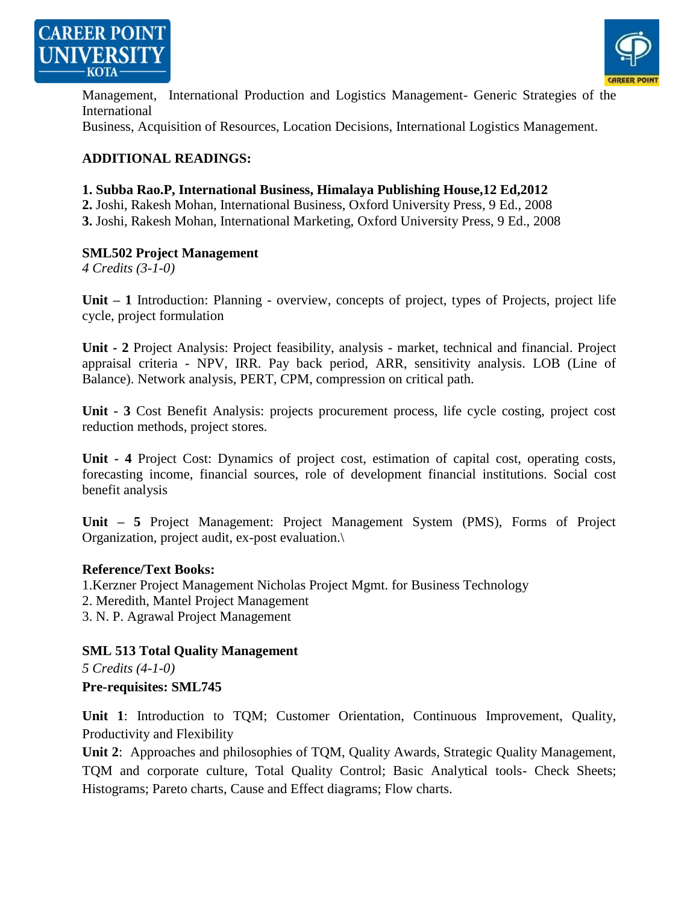Management, International Production and Logistics Management- Generic Strategies of the International
Business, Acquisition of Resources, Location Decisions, International Logistics Management.

**ADDITIONAL READINGS:**

**1. Subba Rao.P, International Business, Himalaya Publishing House,12 Ed,2012**
**2.** Joshi, Rakesh Mohan, International Business, Oxford University Press, 9 Ed., 2008
**3.** Joshi, Rakesh Mohan, International Marketing, Oxford University Press, 9 Ed., 2008

**SML502 Project Management**
*4 Credits (3-1-0)*

**Unit – 1** Introduction: Planning - overview, concepts of project, types of Projects, project life cycle, project formulation

**Unit - 2** Project Analysis: Project feasibility, analysis - market, technical and financial. Project appraisal criteria - NPV, IRR. Pay back period, ARR, sensitivity analysis. LOB (Line of Balance). Network analysis, PERT, CPM, compression on critical path.

**Unit - 3** Cost Benefit Analysis: projects procurement process, life cycle costing, project cost reduction methods, project stores.

**Unit - 4** Project Cost: Dynamics of project cost, estimation of capital cost, operating costs, forecasting income, financial sources, role of development financial institutions. Social cost benefit analysis

**Unit – 5** Project Management: Project Management System (PMS), Forms of Project Organization, project audit, ex-post evaluation.\

**Reference/Text Books:**
1.Kerzner Project Management Nicholas Project Mgmt. for Business Technology
2. Meredith, Mantel Project Management
3. N. P. Agrawal Project Management

**SML 513 Total Quality Management**
*5 Credits (4-1-0)*
**Pre-requisites: SML745**

**Unit 1**: Introduction to TQM; Customer Orientation, Continuous Improvement, Quality, Productivity and Flexibility
**Unit 2**: Approaches and philosophies of TQM, Quality Awards, Strategic Quality Management, TQM and corporate culture, Total Quality Control; Basic Analytical tools- Check Sheets; Histograms; Pareto charts, Cause and Effect diagrams; Flow charts.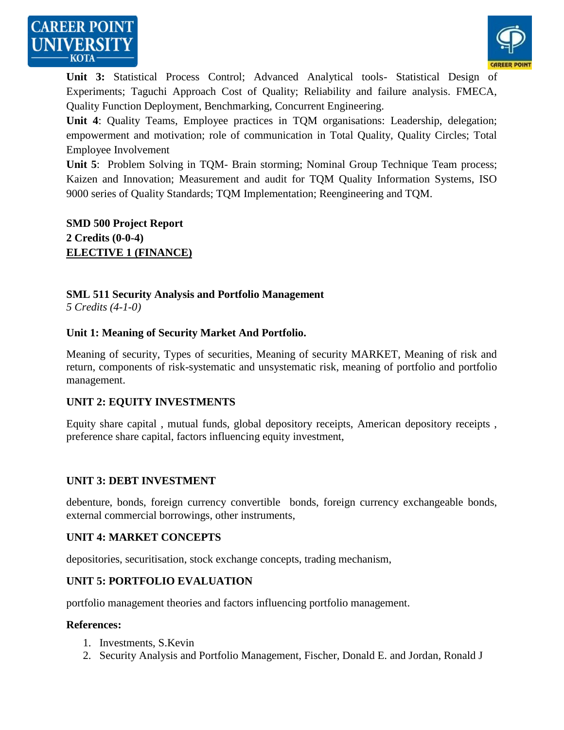**Unit 3:** Statistical Process Control; Advanced Analytical tools- Statistical Design of Experiments; Taguchi Approach Cost of Quality; Reliability and failure analysis. FMECA, Quality Function Deployment, Benchmarking, Concurrent Engineering.

**Unit 4**: Quality Teams, Employee practices in TQM organisations: Leadership, delegation; empowerment and motivation; role of communication in Total Quality, Quality Circles; Total Employee Involvement

**Unit 5**: Problem Solving in TQM- Brain storming; Nominal Group Technique Team process; Kaizen and Innovation; Measurement and audit for TQM Quality Information Systems, ISO 9000 series of Quality Standards; TQM Implementation; Reengineering and TQM.

**SMD 500 Project Report**
**2 Credits (0-0-4)**

## ELECTIVE 1 (FINANCE)

### SML 511 Security Analysis and Portfolio Management

*5 Credits (4-1-0)*

**Unit 1: Meaning of Security Market And Portfolio.**

Meaning of security, Types of securities, Meaning of security MARKET, Meaning of risk and return, components of risk-systematic and unsystematic risk, meaning of portfolio and portfolio management.

**UNIT 2: EQUITY INVESTMENTS**

Equity share capital , mutual funds, global depository receipts, American depository receipts , preference share capital, factors influencing equity investment,

**UNIT 3: DEBT INVESTMENT**

debenture, bonds, foreign currency convertible bonds, foreign currency exchangeable bonds, external commercial borrowings, other instruments,

**UNIT 4: MARKET CONCEPTS**

depositories, securitisation, stock exchange concepts, trading mechanism,

**UNIT 5: PORTFOLIO EVALUATION**

portfolio management theories and factors influencing portfolio management.

**References:**

1. Investments, S.Kevin
2. Security Analysis and Portfolio Management, Fischer, Donald E. and Jordan, Ronald J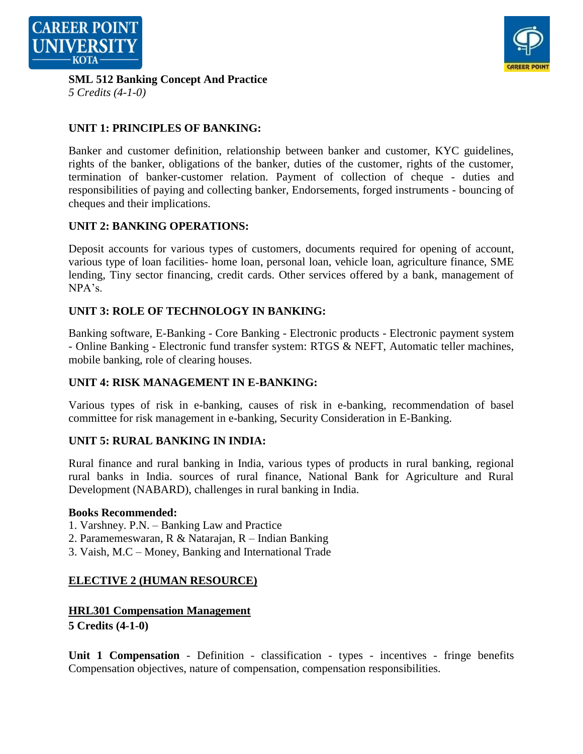**SML 512 Banking Concept And Practice**
*5 Credits (4-1-0)*

**UNIT 1: PRINCIPLES OF BANKING:**

Banker and customer definition, relationship between banker and customer, KYC guidelines, rights of the banker, obligations of the banker, duties of the customer, rights of the customer, termination of banker-customer relation. Payment of collection of cheque - duties and responsibilities of paying and collecting banker, Endorsements, forged instruments - bouncing of cheques and their implications.

**UNIT 2: BANKING OPERATIONS:**

Deposit accounts for various types of customers, documents required for opening of account, various type of loan facilities- home loan, personal loan, vehicle loan, agriculture finance, SME lending, Tiny sector financing, credit cards. Other services offered by a bank, management of NPA's.

**UNIT 3: ROLE OF TECHNOLOGY IN BANKING:**

Banking software, E-Banking - Core Banking - Electronic products - Electronic payment system - Online Banking - Electronic fund transfer system: RTGS & NEFT, Automatic teller machines, mobile banking, role of clearing houses.

**UNIT 4: RISK MANAGEMENT IN E-BANKING:**

Various types of risk in e-banking, causes of risk in e-banking, recommendation of basel committee for risk management in e-banking, Security Consideration in E-Banking.

**UNIT 5: RURAL BANKING IN INDIA:**

Rural finance and rural banking in India, various types of products in rural banking, regional rural banks in India. sources of rural finance, National Bank for Agriculture and Rural Development (NABARD), challenges in rural banking in India.

**Books Recommended:**

1. Varshney. P.N. – Banking Law and Practice
2. Paramemeswaran, R & Natarajan, R – Indian Banking
3. Vaish, M.C – Money, Banking and International Trade

**ELECTIVE 2 (HUMAN RESOURCE)**

**HRL301 Compensation Management**
**5 Credits (4-1-0)**

**Unit 1 Compensation** - Definition - classification - types - incentives - fringe benefits Compensation objectives, nature of compensation, compensation responsibilities.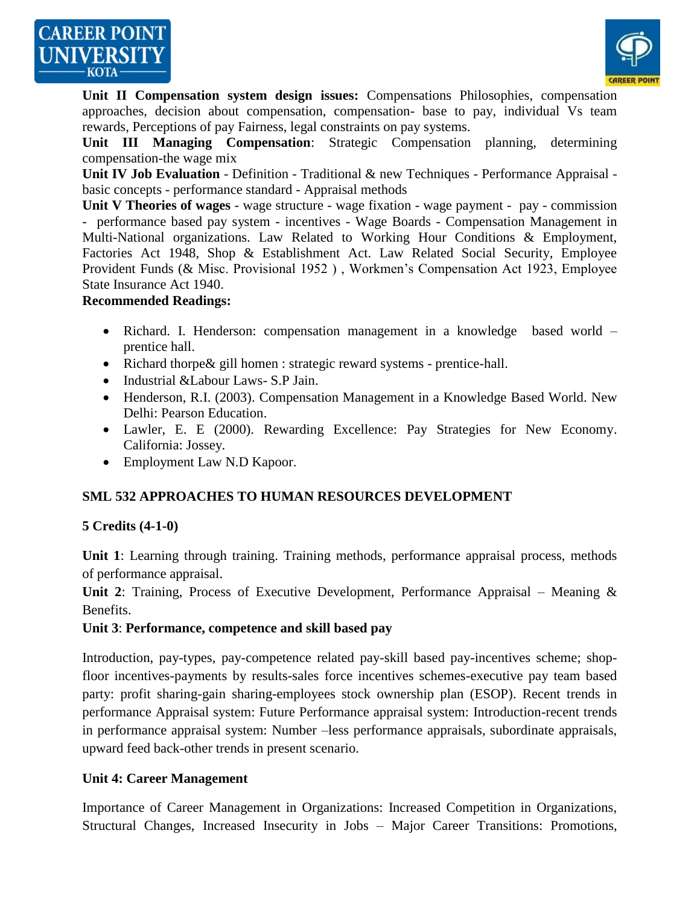**Unit II Compensation system design issues:** Compensations Philosophies, compensation approaches, decision about compensation, compensation- base to pay, individual Vs team rewards, Perceptions of pay Fairness, legal constraints on pay systems.

**Unit III Managing Compensation**: Strategic Compensation planning, determining compensation-the wage mix

**Unit IV Job Evaluation** - Definition - Traditional & new Techniques - Performance Appraisal - basic concepts - performance standard - Appraisal methods

**Unit V Theories of wages** - wage structure - wage fixation - wage payment - pay - commission - performance based pay system - incentives - Wage Boards - Compensation Management in Multi-National organizations. Law Related to Working Hour Conditions & Employment, Factories Act 1948, Shop & Establishment Act. Law Related Social Security, Employee Provident Funds (& Misc. Provisional 1952 ) , Workmen's Compensation Act 1923, Employee State Insurance Act 1940.

**Recommended Readings:**

- Richard. I. Henderson: compensation management in a knowledge based world – prentice hall.
- Richard thorpe& gill homen : strategic reward systems - prentice-hall.
- Industrial &Labour Laws- S.P Jain.
- Henderson, R.I. (2003). Compensation Management in a Knowledge Based World. New Delhi: Pearson Education.
- Lawler, E. E (2000). Rewarding Excellence: Pay Strategies for New Economy. California: Jossey.
- Employment Law N.D Kapoor.

**SML 532 APPROACHES TO HUMAN RESOURCES DEVELOPMENT**

**5 Credits (4-1-0)**

**Unit 1**: Learning through training. Training methods, performance appraisal process, methods of performance appraisal.

**Unit 2**: Training, Process of Executive Development, Performance Appraisal – Meaning & Benefits.

**Unit 3**: **Performance, competence and skill based pay**

Introduction, pay-types, pay-competence related pay-skill based pay-incentives scheme; shop-floor incentives-payments by results-sales force incentives schemes-executive pay team based party: profit sharing-gain sharing-employees stock ownership plan (ESOP). Recent trends in performance Appraisal system: Future Performance appraisal system: Introduction-recent trends in performance appraisal system: Number –less performance appraisals, subordinate appraisals, upward feed back-other trends in present scenario.

**Unit 4: Career Management**

Importance of Career Management in Organizations: Increased Competition in Organizations, Structural Changes, Increased Insecurity in Jobs – Major Career Transitions: Promotions,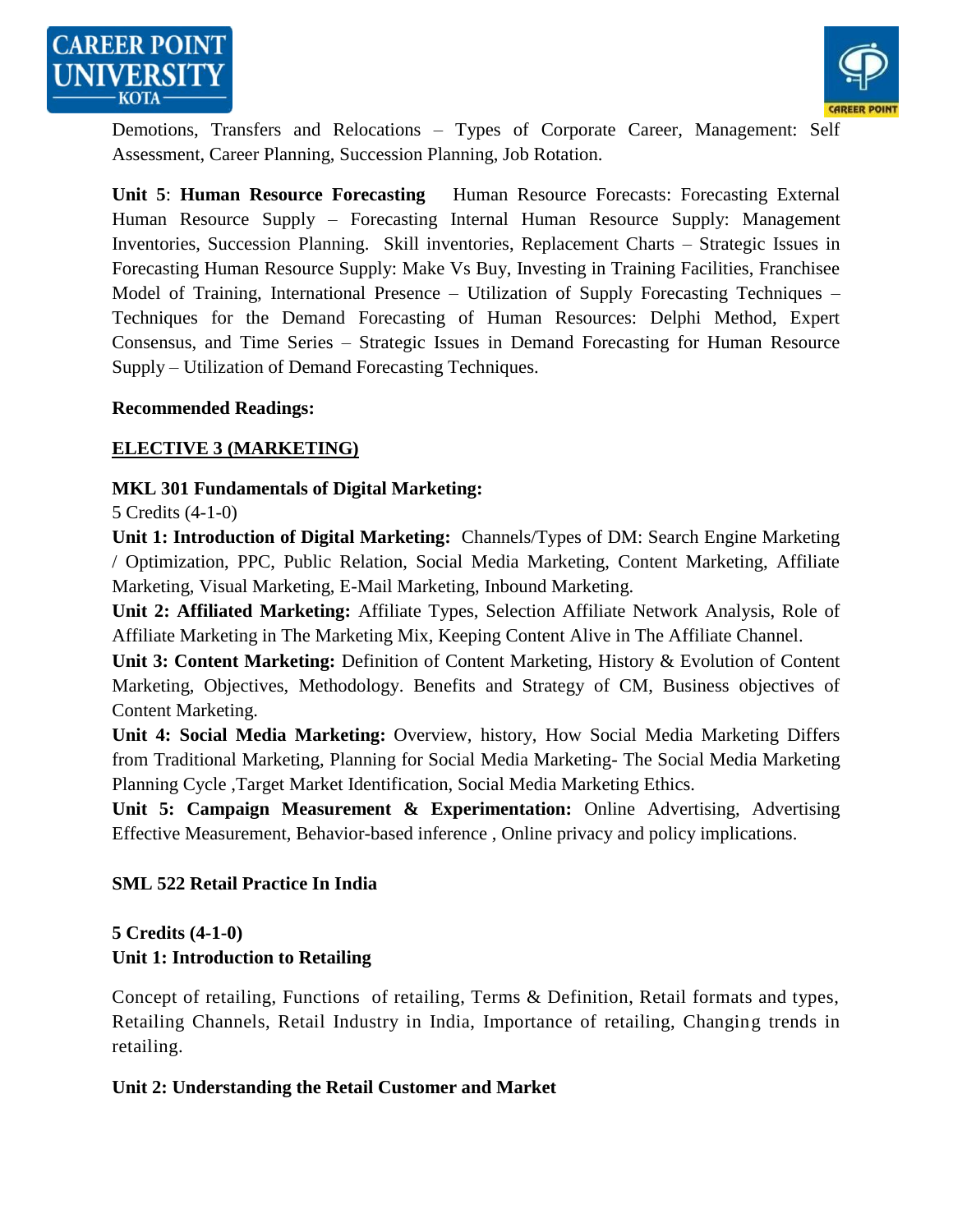Demotions, Transfers and Relocations – Types of Corporate Career, Management: Self Assessment, Career Planning, Succession Planning, Job Rotation.

**Unit 5**: **Human Resource Forecasting** Human Resource Forecasts: Forecasting External Human Resource Supply – Forecasting Internal Human Resource Supply: Management Inventories, Succession Planning. Skill inventories, Replacement Charts – Strategic Issues in Forecasting Human Resource Supply: Make Vs Buy, Investing in Training Facilities, Franchisee Model of Training, International Presence – Utilization of Supply Forecasting Techniques – Techniques for the Demand Forecasting of Human Resources: Delphi Method, Expert Consensus, and Time Series – Strategic Issues in Demand Forecasting for Human Resource Supply – Utilization of Demand Forecasting Techniques.

**Recommended Readings:**

**<u>ELECTIVE 3 (MARKETING)</u>**

**MKL 301 Fundamentals of Digital Marketing:**

5 Credits (4-1-0)

**Unit 1: Introduction of Digital Marketing:** Channels/Types of DM: Search Engine Marketing / Optimization, PPC, Public Relation, Social Media Marketing, Content Marketing, Affiliate Marketing, Visual Marketing, E-Mail Marketing, Inbound Marketing.

**Unit 2: Affiliated Marketing:** Affiliate Types, Selection Affiliate Network Analysis, Role of Affiliate Marketing in The Marketing Mix, Keeping Content Alive in The Affiliate Channel.

**Unit 3: Content Marketing:** Definition of Content Marketing, History & Evolution of Content Marketing, Objectives, Methodology. Benefits and Strategy of CM, Business objectives of Content Marketing.

**Unit 4: Social Media Marketing:** Overview, history, How Social Media Marketing Differs from Traditional Marketing, Planning for Social Media Marketing- The Social Media Marketing Planning Cycle ,Target Market Identification, Social Media Marketing Ethics.

**Unit 5: Campaign Measurement & Experimentation:** Online Advertising, Advertising Effective Measurement, Behavior-based inference , Online privacy and policy implications.

**SML 522 Retail Practice In India**

**5 Credits (4-1-0)**

**Unit 1: Introduction to Retailing**

Concept of retailing, Functions of retailing, Terms & Definition, Retail formats and types, Retailing Channels, Retail Industry in India, Importance of retailing, Changing trends in retailing.

**Unit 2: Understanding the Retail Customer and Market**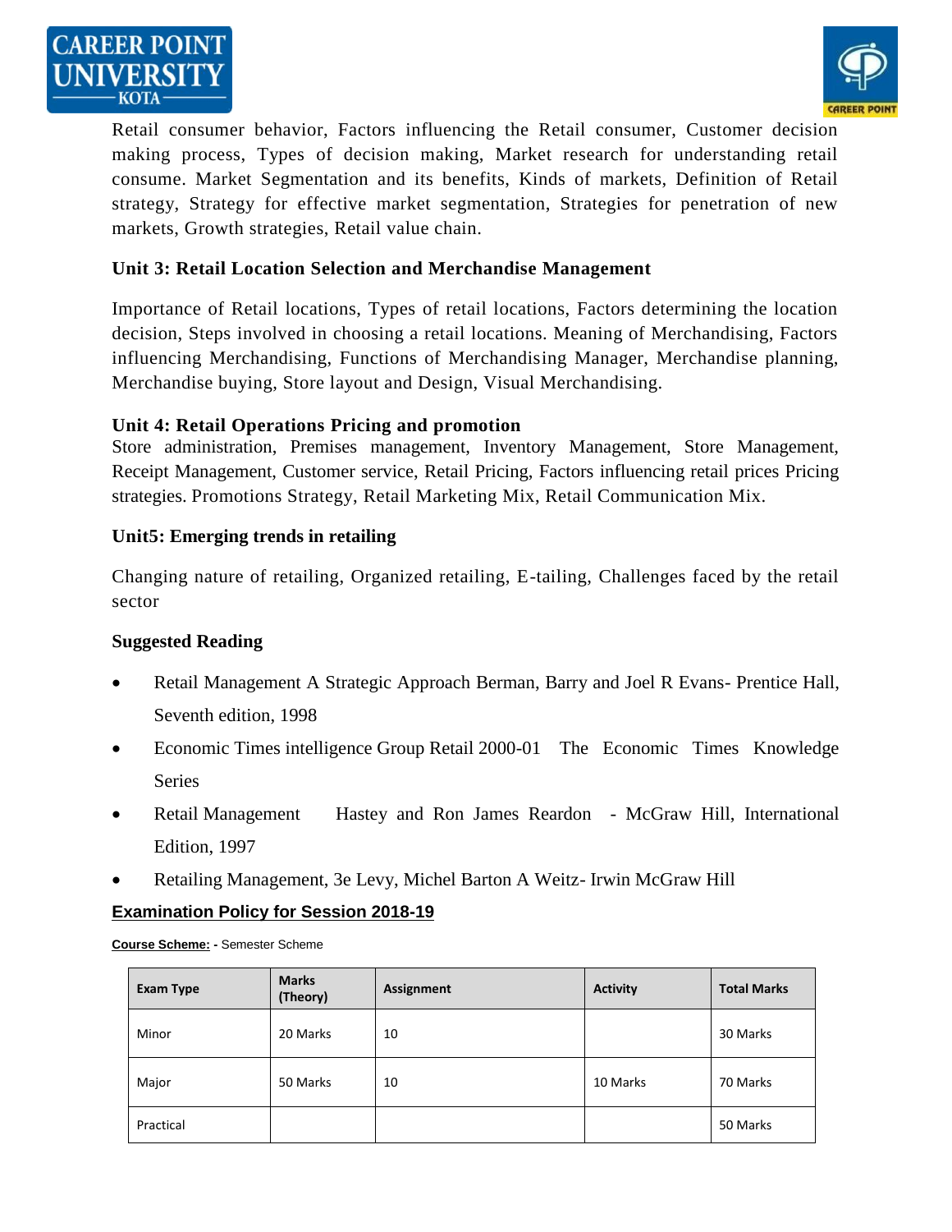Retail consumer behavior, Factors influencing the Retail consumer, Customer decision making process, Types of decision making, Market research for understanding retail consume. Market Segmentation and its benefits, Kinds of markets, Definition of Retail strategy, Strategy for effective market segmentation, Strategies for penetration of new markets, Growth strategies, Retail value chain.

**Unit 3: Retail Location Selection and Merchandise Management**

Importance of Retail locations, Types of retail locations, Factors determining the location decision, Steps involved in choosing a retail locations. Meaning of Merchandising, Factors influencing Merchandising, Functions of Merchandising Manager, Merchandise planning, Merchandise buying, Store layout and Design, Visual Merchandising.

**Unit 4: Retail Operations Pricing and promotion**

Store administration, Premises management, Inventory Management, Store Management, Receipt Management, Customer service, Retail Pricing, Factors influencing retail prices Pricing strategies. Promotions Strategy, Retail Marketing Mix, Retail Communication Mix.

**Unit5: Emerging trends in retailing**

Changing nature of retailing, Organized retailing, E-tailing, Challenges faced by the retail sector

**Suggested Reading**

- Retail Management A Strategic Approach Berman, Barry and Joel R Evans- Prentice Hall, Seventh edition, 1998
- Economic Times intelligence Group Retail 2000-01 The Economic Times Knowledge Series
- Retail Management Hastey and Ron James Reardon - McGraw Hill, International Edition, 1997
- Retailing Management, 3e Levy, Michel Barton A Weitz- Irwin McGraw Hill

**Examination Policy for Session 2018-19**

**Course Scheme: -** Semester Scheme

| Exam Type | Marks (Theory) | Assignment | Activity | Total Marks |
|---|---|---|---|---|
| Minor | 20 Marks | 10 | | 30 Marks |
| Major | 50 Marks | 10 | 10 Marks | 70 Marks |
| Practical | | | | 50 Marks |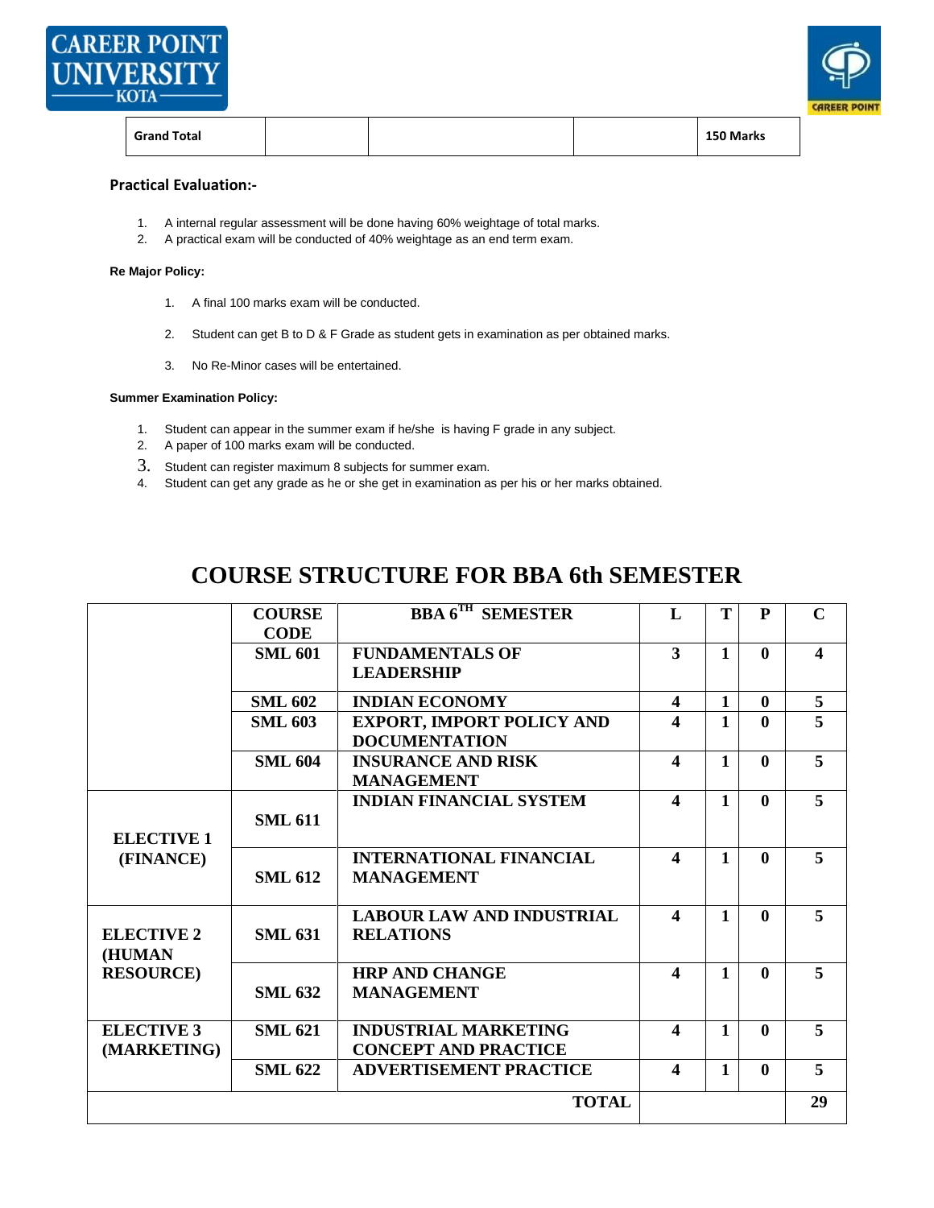| Grand Total | | | | 150 Marks |
|---|---|---|---|---|

**Practical Evaluation:-**

1. A internal regular assessment will be done having 60% weightage of total marks.
2. A practical exam will be conducted of 40% weightage as an end term exam.

**Re Major Policy:**

1. A final 100 marks exam will be conducted.
2. Student can get B to D & F Grade as student gets in examination as per obtained marks.
3. No Re-Minor cases will be entertained.

**Summer Examination Policy:**

1. Student can appear in the summer exam if he/she is having F grade in any subject.
2. A paper of 100 marks exam will be conducted.
3. Student can register maximum 8 subjects for summer exam.
4. Student can get any grade as he or she get in examination as per his or her marks obtained.

# COURSE STRUCTURE FOR BBA 6th SEMESTER

| | COURSE CODE | BBA 6TH SEMESTER | L | T | P | C |
|---|---|---|---|---|---|---|
| | SML 601 | FUNDAMENTALS OF LEADERSHIP | 3 | 1 | 0 | 4 |
| | SML 602 | INDIAN ECONOMY | 4 | 1 | 0 | 5 |
| | SML 603 | EXPORT, IMPORT POLICY AND DOCUMENTATION | 4 | 1 | 0 | 5 |
| | SML 604 | INSURANCE AND RISK MANAGEMENT | 4 | 1 | 0 | 5 |
| ELECTIVE 1 (FINANCE) | SML 611 | INDIAN FINANCIAL SYSTEM | 4 | 1 | 0 | 5 |
| | SML 612 | INTERNATIONAL FINANCIAL MANAGEMENT | 4 | 1 | 0 | 5 |
| ELECTIVE 2 (HUMAN RESOURCE) | SML 631 | LABOUR LAW AND INDUSTRIAL RELATIONS | 4 | 1 | 0 | 5 |
| | SML 632 | HRP AND CHANGE MANAGEMENT | 4 | 1 | 0 | 5 |
| ELECTIVE 3 (MARKETING) | SML 621 | INDUSTRIAL MARKETING CONCEPT AND PRACTICE | 4 | 1 | 0 | 5 |
| | SML 622 | ADVERTISEMENT PRACTICE | 4 | 1 | 0 | 5 |
| | | TOTAL | | | | 29 |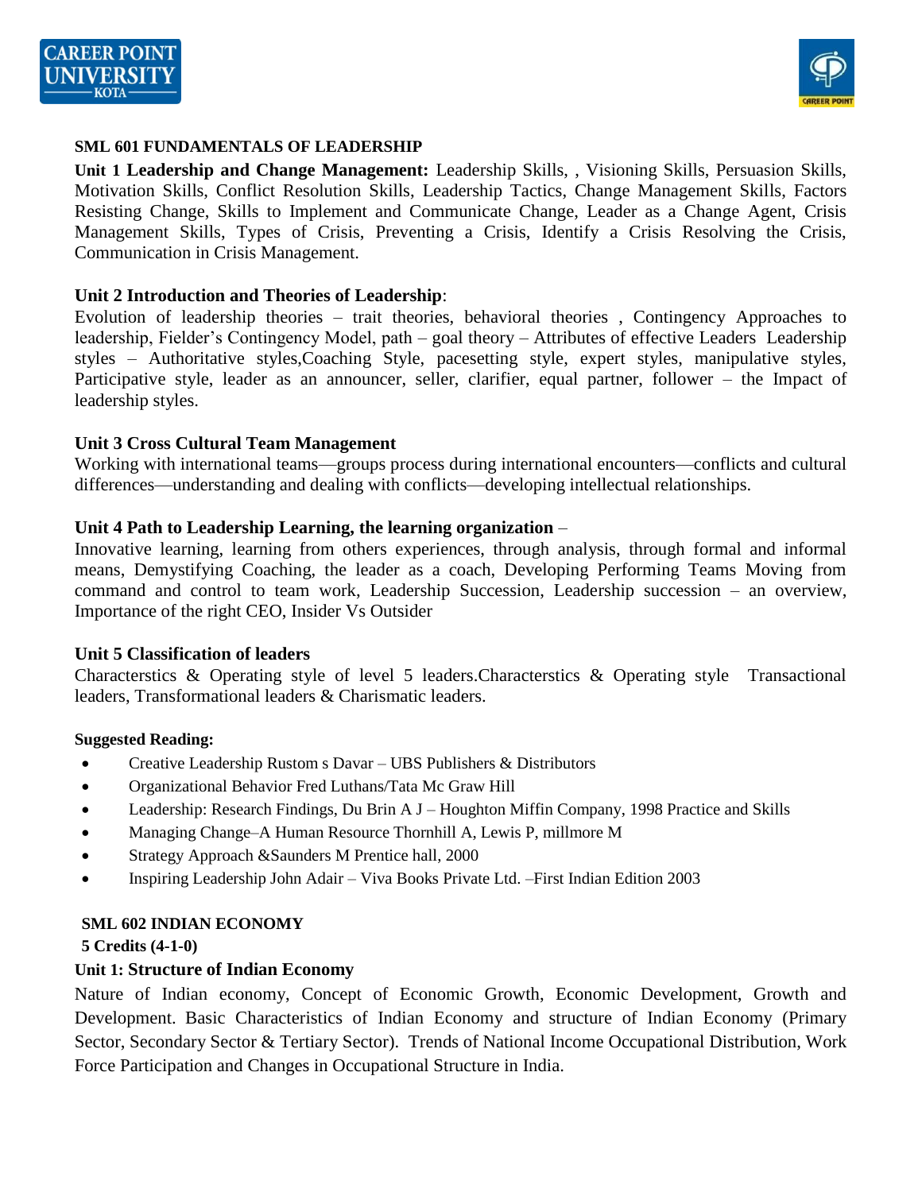### SML 601 FUNDAMENTALS OF LEADERSHIP

**Unit 1 Leadership and Change Management:** Leadership Skills, , Visioning Skills, Persuasion Skills, Motivation Skills, Conflict Resolution Skills, Leadership Tactics, Change Management Skills, Factors Resisting Change, Skills to Implement and Communicate Change, Leader as a Change Agent, Crisis Management Skills, Types of Crisis, Preventing a Crisis, Identify a Crisis Resolving the Crisis, Communication in Crisis Management.

**Unit 2 Introduction and Theories of Leadership**:
Evolution of leadership theories – trait theories, behavioral theories , Contingency Approaches to leadership, Fielder's Contingency Model, path – goal theory – Attributes of effective Leaders Leadership styles – Authoritative styles,Coaching Style, pacesetting style, expert styles, manipulative styles, Participative style, leader as an announcer, seller, clarifier, equal partner, follower – the Impact of leadership styles.

**Unit 3 Cross Cultural Team Management**
Working with international teams—groups process during international encounters—conflicts and cultural differences—understanding and dealing with conflicts—developing intellectual relationships.

**Unit 4 Path to Leadership Learning, the learning organization** –
Innovative learning, learning from others experiences, through analysis, through formal and informal means, Demystifying Coaching, the leader as a coach, Developing Performing Teams Moving from command and control to team work, Leadership Succession, Leadership succession – an overview, Importance of the right CEO, Insider Vs Outsider

**Unit 5 Classification of leaders**
Characterstics & Operating style of level 5 leaders.Characterstics & Operating style Transactional leaders, Transformational leaders & Charismatic leaders.

**Suggested Reading:**

- Creative Leadership Rustom s Davar – UBS Publishers & Distributors
- Organizational Behavior Fred Luthans/Tata Mc Graw Hill
- Leadership: Research Findings, Du Brin A J – Houghton Miffin Company, 1998 Practice and Skills
- Managing Change–A Human Resource Thornhill A, Lewis P, millmore M
- Strategy Approach &Saunders M Prentice hall, 2000
- Inspiring Leadership John Adair – Viva Books Private Ltd. –First Indian Edition 2003

### SML 602 INDIAN ECONOMY

**5 Credits (4-1-0)**

**Unit 1: Structure of Indian Economy**

Nature of Indian economy, Concept of Economic Growth, Economic Development, Growth and Development. Basic Characteristics of Indian Economy and structure of Indian Economy (Primary Sector, Secondary Sector & Tertiary Sector). Trends of National Income Occupational Distribution, Work Force Participation and Changes in Occupational Structure in India.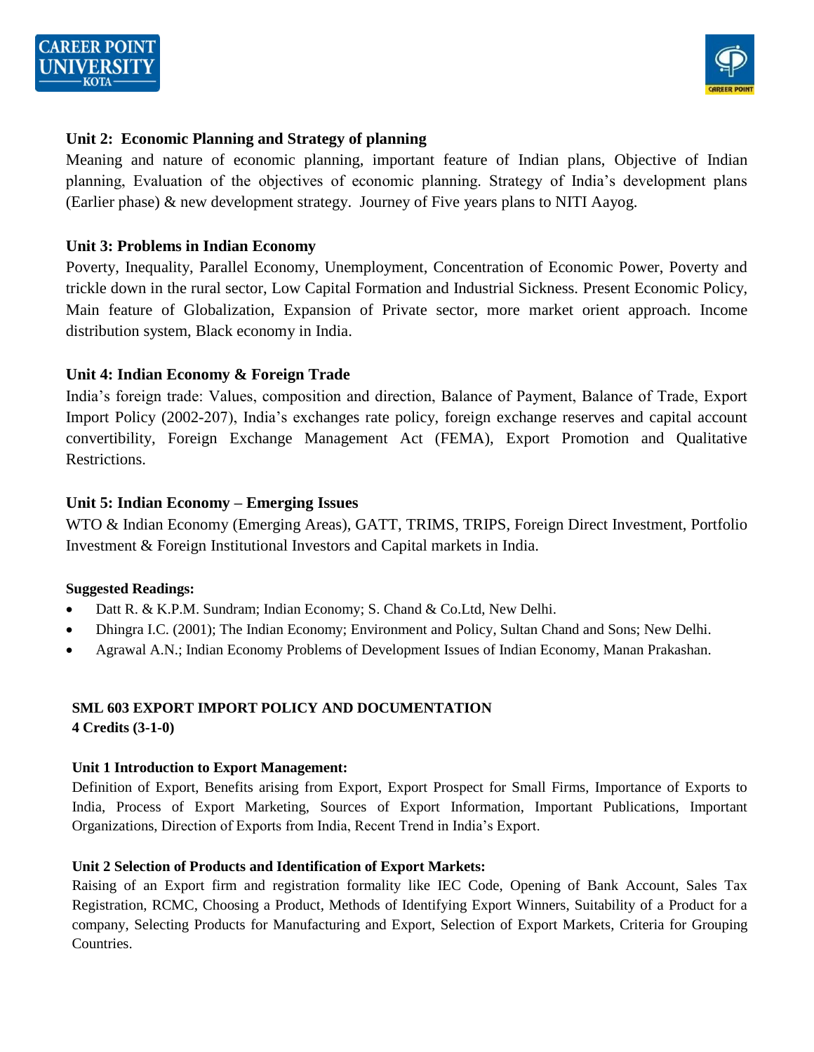**Unit 2: Economic Planning and Strategy of planning**

Meaning and nature of economic planning, important feature of Indian plans, Objective of Indian planning, Evaluation of the objectives of economic planning. Strategy of India's development plans (Earlier phase) & new development strategy. Journey of Five years plans to NITI Aayog.

**Unit 3: Problems in Indian Economy**

Poverty, Inequality, Parallel Economy, Unemployment, Concentration of Economic Power, Poverty and trickle down in the rural sector, Low Capital Formation and Industrial Sickness. Present Economic Policy, Main feature of Globalization, Expansion of Private sector, more market orient approach. Income distribution system, Black economy in India.

**Unit 4: Indian Economy & Foreign Trade**

India's foreign trade: Values, composition and direction, Balance of Payment, Balance of Trade, Export Import Policy (2002-207), India's exchanges rate policy, foreign exchange reserves and capital account convertibility, Foreign Exchange Management Act (FEMA), Export Promotion and Qualitative Restrictions.

**Unit 5: Indian Economy – Emerging Issues**

WTO & Indian Economy (Emerging Areas), GATT, TRIMS, TRIPS, Foreign Direct Investment, Portfolio Investment & Foreign Institutional Investors and Capital markets in India.

**Suggested Readings:**

- Datt R. & K.P.M. Sundram; Indian Economy; S. Chand & Co.Ltd, New Delhi.
- Dhingra I.C. (2001); The Indian Economy; Environment and Policy, Sultan Chand and Sons; New Delhi.
- Agrawal A.N.; Indian Economy Problems of Development Issues of Indian Economy, Manan Prakashan.

## SML 603 EXPORT IMPORT POLICY AND DOCUMENTATION

**4 Credits (3-1-0)**

**Unit 1 Introduction to Export Management:**

Definition of Export, Benefits arising from Export, Export Prospect for Small Firms, Importance of Exports to India, Process of Export Marketing, Sources of Export Information, Important Publications, Important Organizations, Direction of Exports from India, Recent Trend in India's Export.

**Unit 2 Selection of Products and Identification of Export Markets:**

Raising of an Export firm and registration formality like IEC Code, Opening of Bank Account, Sales Tax Registration, RCMC, Choosing a Product, Methods of Identifying Export Winners, Suitability of a Product for a company, Selecting Products for Manufacturing and Export, Selection of Export Markets, Criteria for Grouping Countries.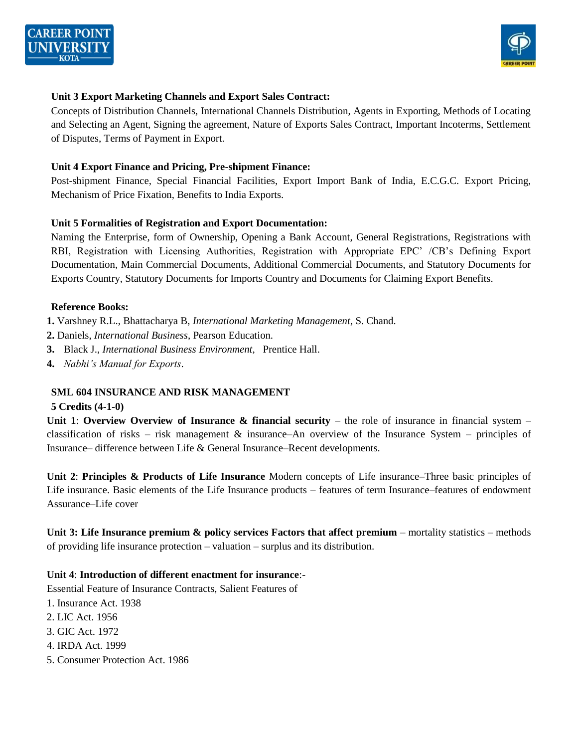**Unit 3 Export Marketing Channels and Export Sales Contract:**

Concepts of Distribution Channels, International Channels Distribution, Agents in Exporting, Methods of Locating and Selecting an Agent, Signing the agreement, Nature of Exports Sales Contract, Important Incoterms, Settlement of Disputes, Terms of Payment in Export.

**Unit 4 Export Finance and Pricing, Pre-shipment Finance:**

Post-shipment Finance, Special Financial Facilities, Export Import Bank of India, E.C.G.C. Export Pricing, Mechanism of Price Fixation, Benefits to India Exports.

**Unit 5 Formalities of Registration and Export Documentation:**

Naming the Enterprise, form of Ownership, Opening a Bank Account, General Registrations, Registrations with RBI, Registration with Licensing Authorities, Registration with Appropriate EPC' /CB's Defining Export Documentation, Main Commercial Documents, Additional Commercial Documents, and Statutory Documents for Exports Country, Statutory Documents for Imports Country and Documents for Claiming Export Benefits.

**Reference Books:**

1. Varshney R.L., Bhattacharya B, *International Marketing Management*, S. Chand.
2. Daniels, *International Business*, Pearson Education.
3. Black J., *International Business Environment*, Prentice Hall.
4. *Nabhi's Manual for Exports*.

**SML 604 INSURANCE AND RISK MANAGEMENT**

**5 Credits (4-1-0)**

**Unit 1**: **Overview Overview of Insurance & financial security** – the role of insurance in financial system – classification of risks – risk management & insurance–An overview of the Insurance System – principles of Insurance– difference between Life & General Insurance–Recent developments.

**Unit 2**: **Principles & Products of Life Insurance** Modern concepts of Life insurance–Three basic principles of Life insurance. Basic elements of the Life Insurance products – features of term Insurance–features of endowment Assurance–Life cover

**Unit 3: Life Insurance premium & policy services Factors that affect premium** – mortality statistics – methods of providing life insurance protection – valuation – surplus and its distribution.

**Unit 4**: **Introduction of different enactment for insurance**:-

Essential Feature of Insurance Contracts, Salient Features of

1. Insurance Act. 1938
2. LIC Act. 1956
3. GIC Act. 1972
4. IRDA Act. 1999
5. Consumer Protection Act. 1986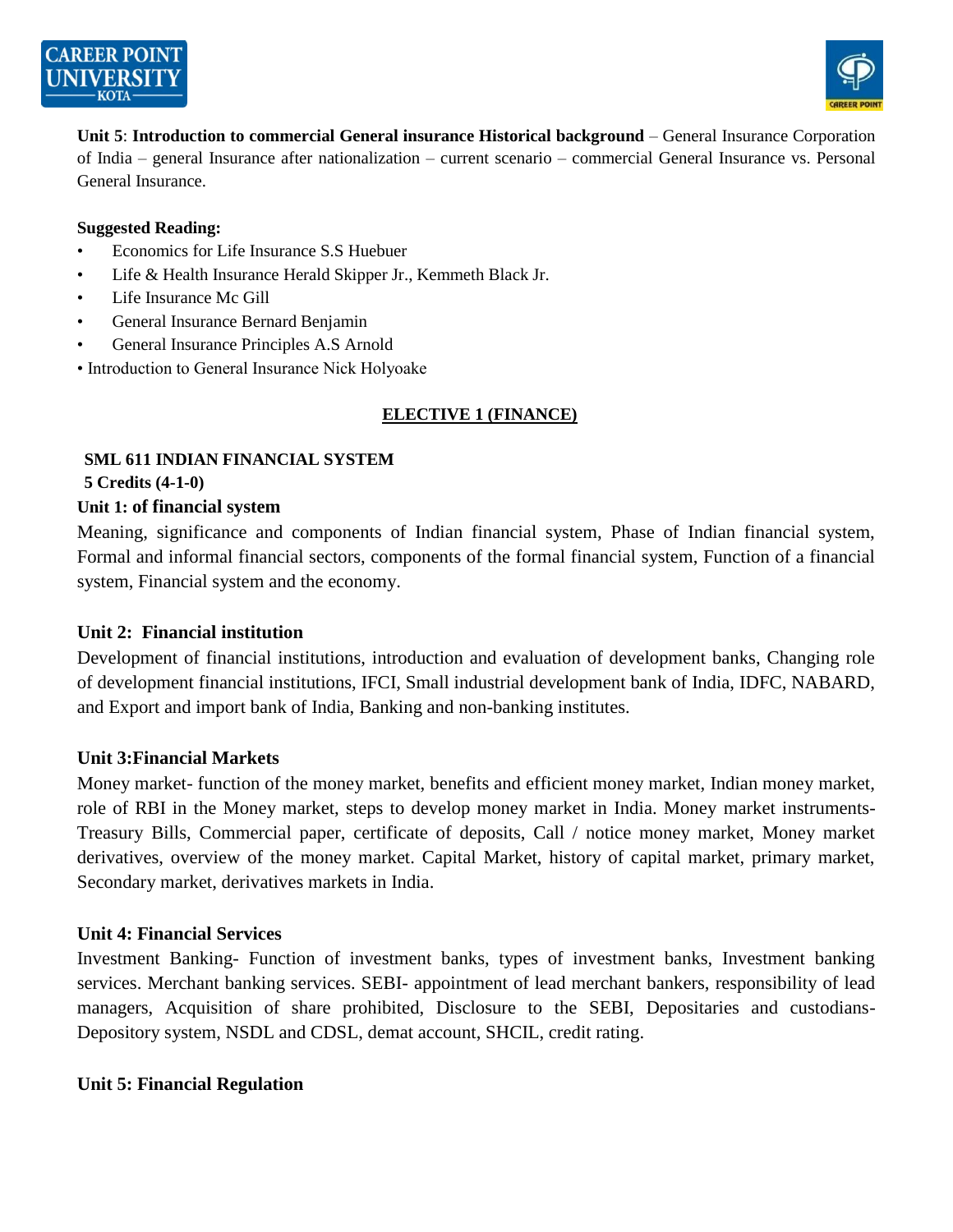**Unit 5**: **Introduction to commercial General insurance Historical background** – General Insurance Corporation of India – general Insurance after nationalization – current scenario – commercial General Insurance vs. Personal General Insurance.

**Suggested Reading:**

- Economics for Life Insurance S.S Huebuer
- Life & Health Insurance Herald Skipper Jr., Kemmeth Black Jr.
- Life Insurance Mc Gill
- General Insurance Bernard Benjamin
- General Insurance Principles A.S Arnold
- Introduction to General Insurance Nick Holyoake

## ELECTIVE 1 (FINANCE)

**SML 611 INDIAN FINANCIAL SYSTEM**

**5 Credits (4-1-0)**

### Unit 1: of financial system

Meaning, significance and components of Indian financial system, Phase of Indian financial system, Formal and informal financial sectors, components of the formal financial system, Function of a financial system, Financial system and the economy.

### Unit 2: Financial institution

Development of financial institutions, introduction and evaluation of development banks, Changing role of development financial institutions, IFCI, Small industrial development bank of India, IDFC, NABARD, and Export and import bank of India, Banking and non-banking institutes.

### Unit 3:Financial Markets

Money market- function of the money market, benefits and efficient money market, Indian money market, role of RBI in the Money market, steps to develop money market in India. Money market instruments-Treasury Bills, Commercial paper, certificate of deposits, Call / notice money market, Money market derivatives, overview of the money market. Capital Market, history of capital market, primary market, Secondary market, derivatives markets in India.

### Unit 4: Financial Services

Investment Banking- Function of investment banks, types of investment banks, Investment banking services. Merchant banking services. SEBI- appointment of lead merchant bankers, responsibility of lead managers, Acquisition of share prohibited, Disclosure to the SEBI, Depositaries and custodians-Depository system, NSDL and CDSL, demat account, SHCIL, credit rating.

### Unit 5: Financial Regulation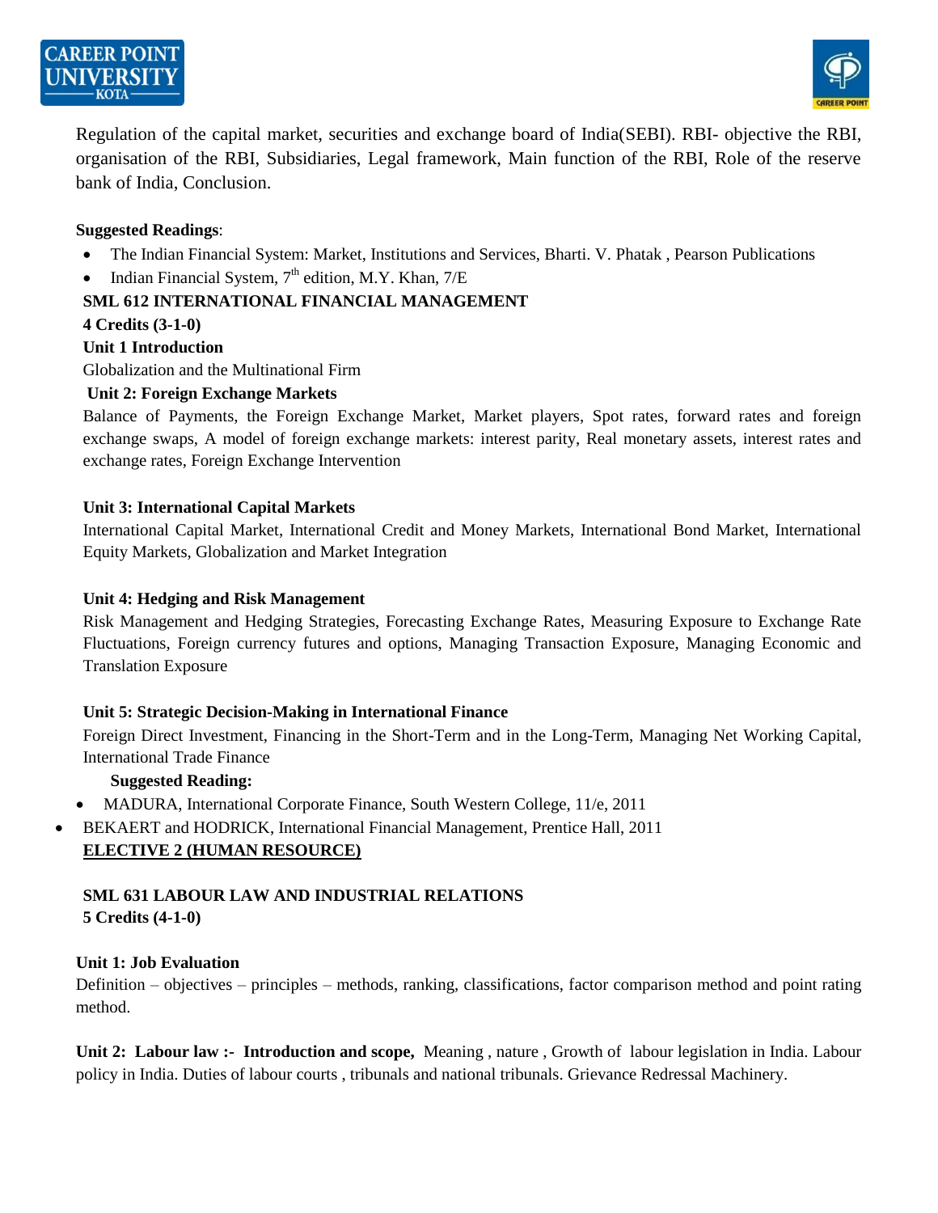Regulation of the capital market, securities and exchange board of India(SEBI). RBI- objective the RBI, organisation of the RBI, Subsidiaries, Legal framework, Main function of the RBI, Role of the reserve bank of India, Conclusion.

**Suggested Readings**:

- The Indian Financial System: Market, Institutions and Services, Bharti. V. Phatak , Pearson Publications
- Indian Financial System, 7th edition, M.Y. Khan, 7/E

**SML 612 INTERNATIONAL FINANCIAL MANAGEMENT**

**4 Credits (3-1-0)**

**Unit 1 Introduction**

Globalization and the Multinational Firm

**Unit 2: Foreign Exchange Markets**

Balance of Payments, the Foreign Exchange Market, Market players, Spot rates, forward rates and foreign exchange swaps, A model of foreign exchange markets: interest parity, Real monetary assets, interest rates and exchange rates, Foreign Exchange Intervention

**Unit 3: International Capital Markets**

International Capital Market, International Credit and Money Markets, International Bond Market, International Equity Markets, Globalization and Market Integration

**Unit 4: Hedging and Risk Management**

Risk Management and Hedging Strategies, Forecasting Exchange Rates, Measuring Exposure to Exchange Rate Fluctuations, Foreign currency futures and options, Managing Transaction Exposure, Managing Economic and Translation Exposure

**Unit 5: Strategic Decision-Making in International Finance**

Foreign Direct Investment, Financing in the Short-Term and in the Long-Term, Managing Net Working Capital, International Trade Finance

**Suggested Reading:**

- MADURA, International Corporate Finance, South Western College, 11/e, 2011
- BEKAERT and HODRICK, International Financial Management, Prentice Hall, 2011

**ELECTIVE 2 (HUMAN RESOURCE)**

**SML 631 LABOUR LAW AND INDUSTRIAL RELATIONS**

**5 Credits (4-1-0)**

**Unit 1: Job Evaluation**

Definition – objectives – principles – methods, ranking, classifications, factor comparison method and point rating method.

**Unit 2: Labour law :- Introduction and scope,** Meaning , nature , Growth of labour legislation in India. Labour policy in India. Duties of labour courts , tribunals and national tribunals. Grievance Redressal Machinery.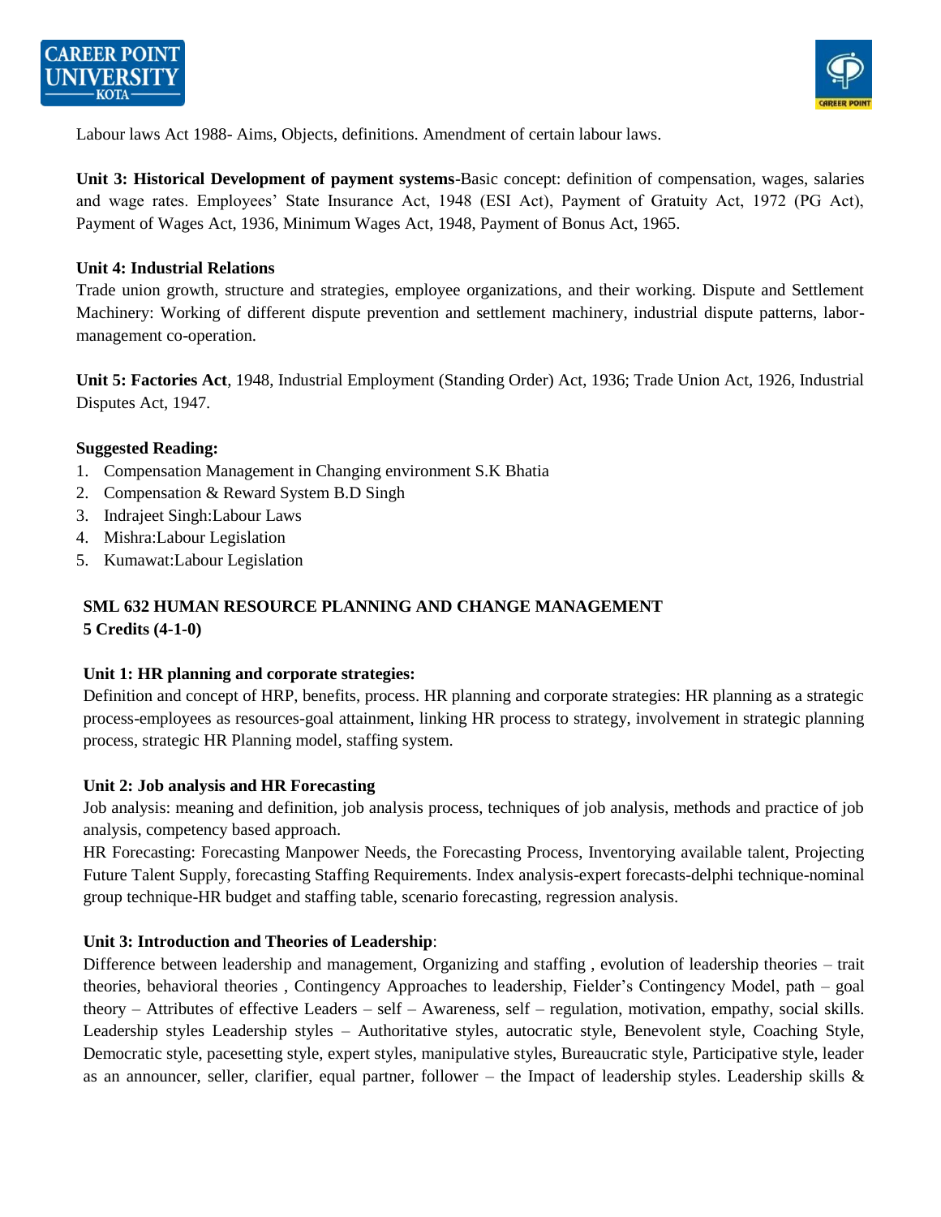Labour laws Act 1988- Aims, Objects, definitions. Amendment of certain labour laws.

**Unit 3: Historical Development of payment systems**-Basic concept: definition of compensation, wages, salaries and wage rates. Employees' State Insurance Act, 1948 (ESI Act), Payment of Gratuity Act, 1972 (PG Act), Payment of Wages Act, 1936, Minimum Wages Act, 1948, Payment of Bonus Act, 1965.

**Unit 4: Industrial Relations**

Trade union growth, structure and strategies, employee organizations, and their working. Dispute and Settlement Machinery: Working of different dispute prevention and settlement machinery, industrial dispute patterns, labor-management co-operation.

**Unit 5: Factories Act**, 1948, Industrial Employment (Standing Order) Act, 1936; Trade Union Act, 1926, Industrial Disputes Act, 1947.

**Suggested Reading:**

1. Compensation Management in Changing environment S.K Bhatia
2. Compensation & Reward System B.D Singh
3. Indrajeet Singh:Labour Laws
4. Mishra:Labour Legislation
5. Kumawat:Labour Legislation

## SML 632 HUMAN RESOURCE PLANNING AND CHANGE MANAGEMENT

**5 Credits (4-1-0)**

**Unit 1: HR planning and corporate strategies:**

Definition and concept of HRP, benefits, process. HR planning and corporate strategies: HR planning as a strategic process-employees as resources-goal attainment, linking HR process to strategy, involvement in strategic planning process, strategic HR Planning model, staffing system.

**Unit 2: Job analysis and HR Forecasting**

Job analysis: meaning and definition, job analysis process, techniques of job analysis, methods and practice of job analysis, competency based approach.

HR Forecasting: Forecasting Manpower Needs, the Forecasting Process, Inventorying available talent, Projecting Future Talent Supply, forecasting Staffing Requirements. Index analysis-expert forecasts-delphi technique-nominal group technique-HR budget and staffing table, scenario forecasting, regression analysis.

**Unit 3: Introduction and Theories of Leadership**:

Difference between leadership and management, Organizing and staffing , evolution of leadership theories – trait theories, behavioral theories , Contingency Approaches to leadership, Fielder's Contingency Model, path – goal theory – Attributes of effective Leaders – self – Awareness, self – regulation, motivation, empathy, social skills. Leadership styles Leadership styles – Authoritative styles, autocratic style, Benevolent style, Coaching Style, Democratic style, pacesetting style, expert styles, manipulative styles, Bureaucratic style, Participative style, leader as an announcer, seller, clarifier, equal partner, follower – the Impact of leadership styles. Leadership skills &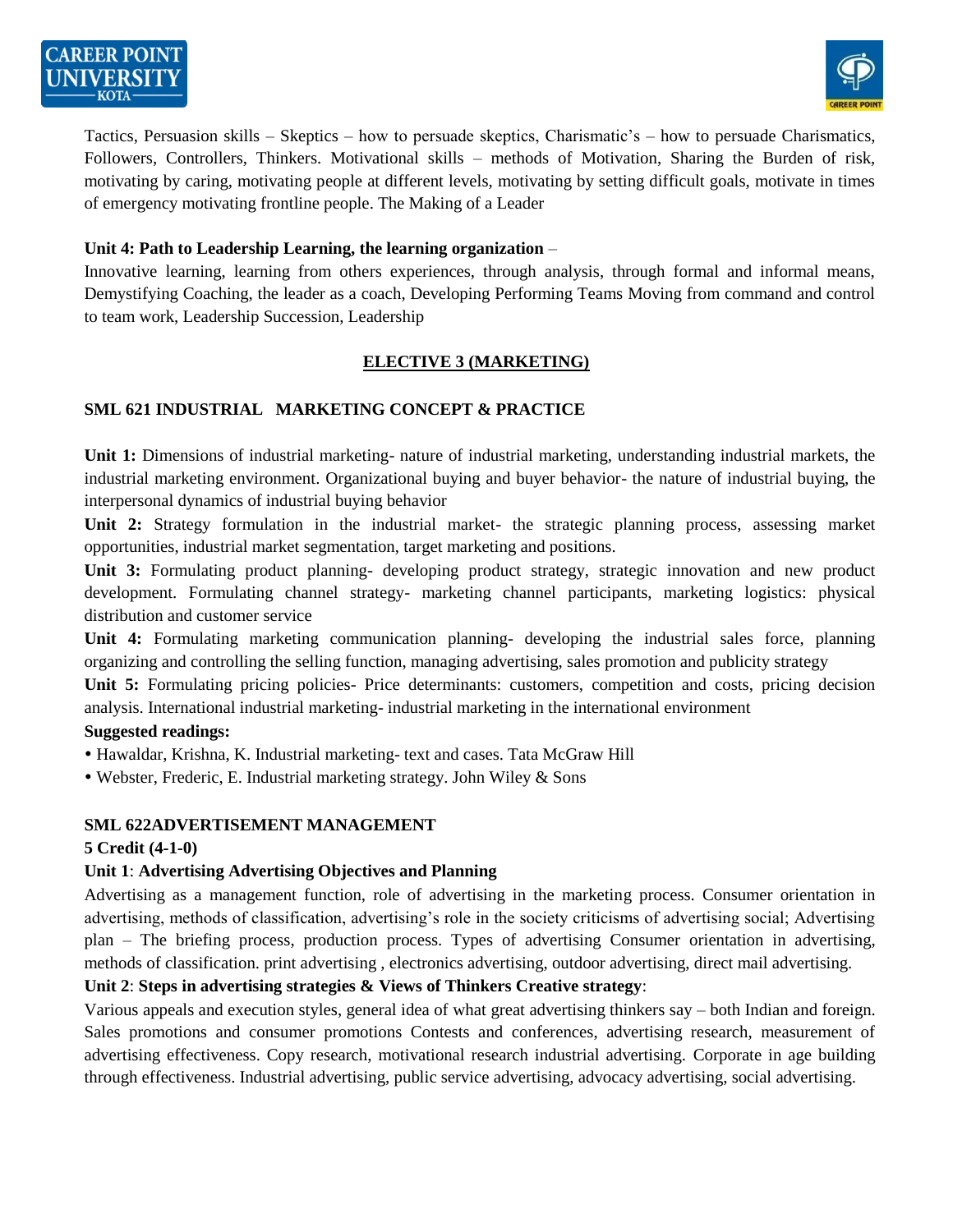Tactics, Persuasion skills – Skeptics – how to persuade skeptics, Charismatic's – how to persuade Charismatics, Followers, Controllers, Thinkers. Motivational skills – methods of Motivation, Sharing the Burden of risk, motivating by caring, motivating people at different levels, motivating by setting difficult goals, motivate in times of emergency motivating frontline people. The Making of a Leader

**Unit 4: Path to Leadership Learning, the learning organization** –

Innovative learning, learning from others experiences, through analysis, through formal and informal means, Demystifying Coaching, the leader as a coach, Developing Performing Teams Moving from command and control to team work, Leadership Succession, Leadership

## ELECTIVE 3 (MARKETING)

### SML 621 INDUSTRIAL MARKETING CONCEPT & PRACTICE

**Unit 1:** Dimensions of industrial marketing- nature of industrial marketing, understanding industrial markets, the industrial marketing environment. Organizational buying and buyer behavior- the nature of industrial buying, the interpersonal dynamics of industrial buying behavior

**Unit 2:** Strategy formulation in the industrial market- the strategic planning process, assessing market opportunities, industrial market segmentation, target marketing and positions.

**Unit 3:** Formulating product planning- developing product strategy, strategic innovation and new product development. Formulating channel strategy- marketing channel participants, marketing logistics: physical distribution and customer service

**Unit 4:** Formulating marketing communication planning- developing the industrial sales force, planning organizing and controlling the selling function, managing advertising, sales promotion and publicity strategy

**Unit 5:** Formulating pricing policies- Price determinants: customers, competition and costs, pricing decision analysis. International industrial marketing- industrial marketing in the international environment

**Suggested readings:**

- Hawaldar, Krishna, K. Industrial marketing- text and cases. Tata McGraw Hill
- Webster, Frederic, E. Industrial marketing strategy. John Wiley & Sons

### SML 622ADVERTISEMENT MANAGEMENT

**5 Credit (4-1-0)**

**Unit 1**: **Advertising Advertising Objectives and Planning**

Advertising as a management function, role of advertising in the marketing process. Consumer orientation in advertising, methods of classification, advertising's role in the society criticisms of advertising social; Advertising plan – The briefing process, production process. Types of advertising Consumer orientation in advertising, methods of classification. print advertising , electronics advertising, outdoor advertising, direct mail advertising.

**Unit 2**: **Steps in advertising strategies & Views of Thinkers Creative strategy**:

Various appeals and execution styles, general idea of what great advertising thinkers say – both Indian and foreign. Sales promotions and consumer promotions Contests and conferences, advertising research, measurement of advertising effectiveness. Copy research, motivational research industrial advertising. Corporate in age building through effectiveness. Industrial advertising, public service advertising, advocacy advertising, social advertising.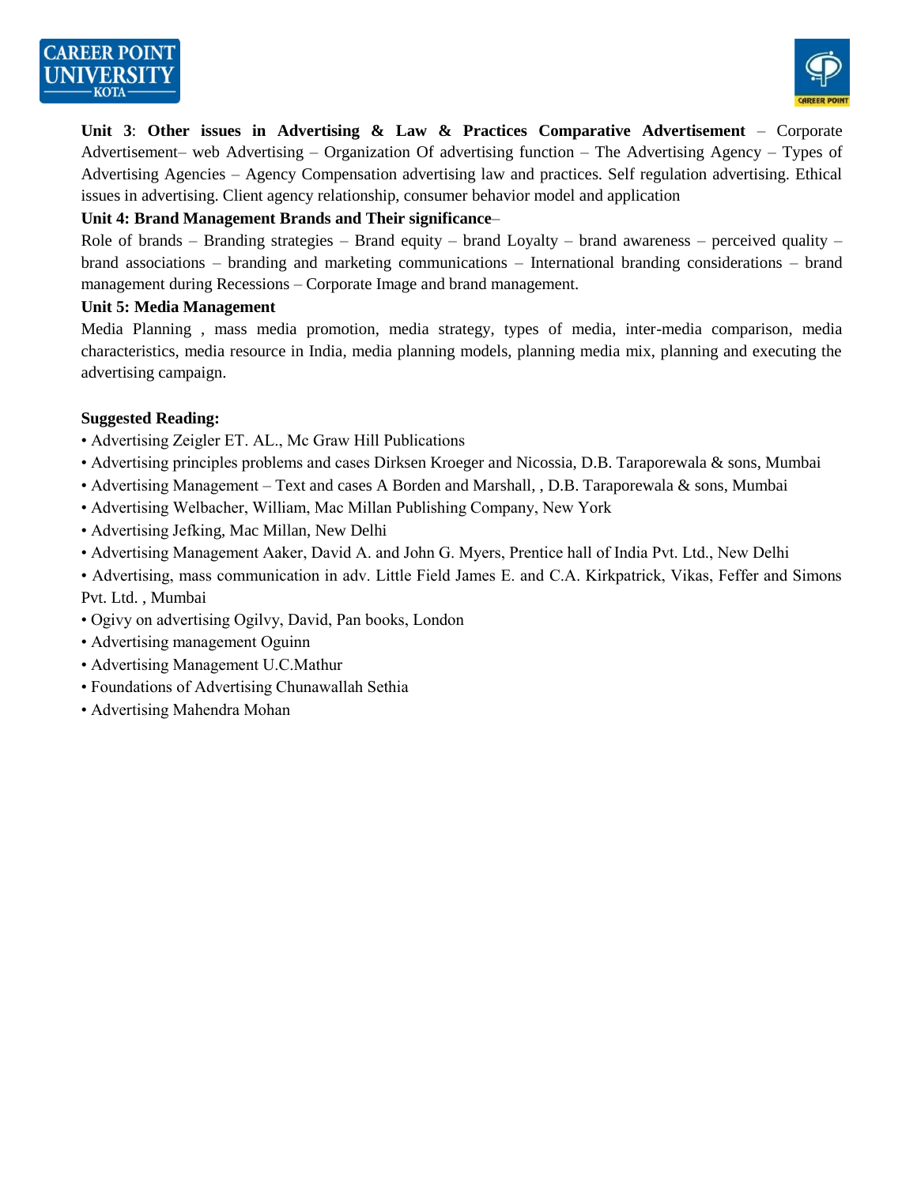**Unit 3**: **Other issues in Advertising & Law & Practices Comparative Advertisement** – Corporate Advertisement– web Advertising – Organization Of advertising function – The Advertising Agency – Types of Advertising Agencies – Agency Compensation advertising law and practices. Self regulation advertising. Ethical issues in advertising. Client agency relationship, consumer behavior model and application

**Unit 4: Brand Management Brands and Their significance**–

Role of brands – Branding strategies – Brand equity – brand Loyalty – brand awareness – perceived quality – brand associations – branding and marketing communications – International branding considerations – brand management during Recessions – Corporate Image and brand management.

**Unit 5: Media Management**

Media Planning , mass media promotion, media strategy, types of media, inter-media comparison, media characteristics, media resource in India, media planning models, planning media mix, planning and executing the advertising campaign.

**Suggested Reading:**

- Advertising Zeigler ET. AL., Mc Graw Hill Publications
- Advertising principles problems and cases Dirksen Kroeger and Nicossia, D.B. Taraporewala & sons, Mumbai
- Advertising Management – Text and cases A Borden and Marshall, , D.B. Taraporewala & sons, Mumbai
- Advertising Welbacher, William, Mac Millan Publishing Company, New York
- Advertising Jefking, Mac Millan, New Delhi
- Advertising Management Aaker, David A. and John G. Myers, Prentice hall of India Pvt. Ltd., New Delhi
- Advertising, mass communication in adv. Little Field James E. and C.A. Kirkpatrick, Vikas, Feffer and Simons Pvt. Ltd. , Mumbai
- Ogivy on advertising Ogilvy, David, Pan books, London
- Advertising management Oguinn
- Advertising Management U.C.Mathur
- Foundations of Advertising Chunawallah Sethia
- Advertising Mahendra Mohan